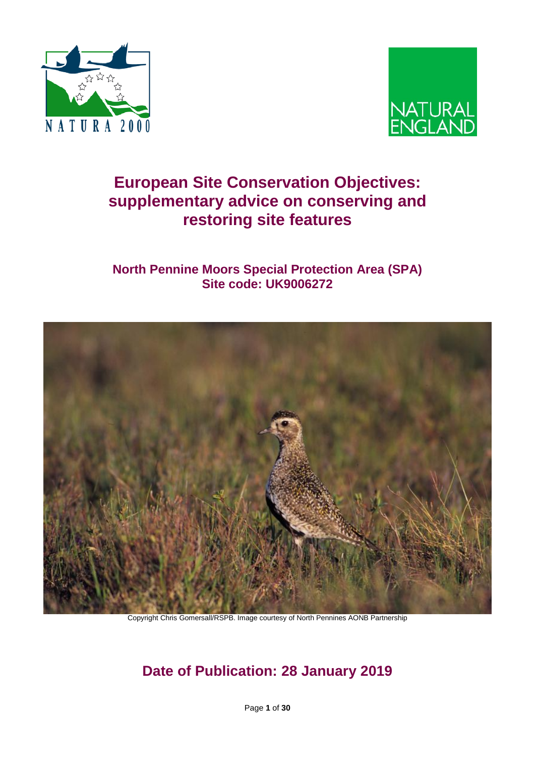# European Site Conservation Objectives: supplementary advice on conserving and restoring site features

## North Pennine Moors Special Protection Area (SPA) Site code: UK9006272

Copyright Chris Gomersall/RSPB. Image courtesy of North Pennines AONB Partnership

## Date of Publication: 28 January 2019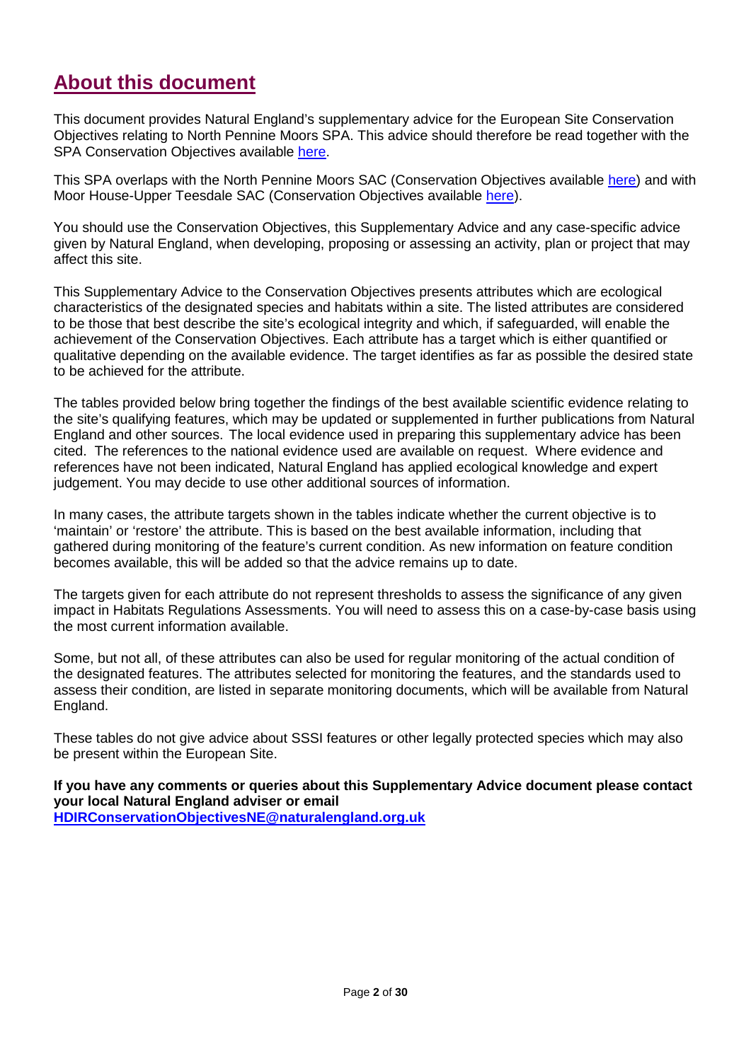# About this document

This document provides Natural England's supplementary advice for the European Site Conservation Objectives relating to North Pennine Moors SPA. This advice should therefore be read together with the SPA Conservation Objectives available here.

This SPA overlaps with the North Pennine Moors SAC (Conservation Objectives available here) and with Moor House-Upper Teesdale SAC (Conservation Objectives available here).

You should use the Conservation Objectives, this Supplementary Advice and any case-specific advice given by Natural England, when developing, proposing or assessing an activity, plan or project that may affect this site.

This Supplementary Advice to the Conservation Objectives presents attributes which are ecological characteristics of the designated species and habitats within a site. The listed attributes are considered to be those that best describe the site's ecological integrity and which, if safeguarded, will enable the achievement of the Conservation Objectives. Each attribute has a target which is either quantified or qualitative depending on the available evidence. The target identifies as far as possible the desired state to be achieved for the attribute.

The tables provided below bring together the findings of the best available scientific evidence relating to the site's qualifying features, which may be updated or supplemented in further publications from Natural England and other sources. The local evidence used in preparing this supplementary advice has been cited. The references to the national evidence used are available on request. Where evidence and references have not been indicated, Natural England has applied ecological knowledge and expert judgement. You may decide to use other additional sources of information.

In many cases, the attribute targets shown in the tables indicate whether the current objective is to 'maintain' or 'restore' the attribute. This is based on the best available information, including that gathered during monitoring of the feature's current condition. As new information on feature condition becomes available, this will be added so that the advice remains up to date.

The targets given for each attribute do not represent thresholds to assess the significance of any given impact in Habitats Regulations Assessments. You will need to assess this on a case-by-case basis using the most current information available.

Some, but not all, of these attributes can also be used for regular monitoring of the actual condition of the designated features. The attributes selected for monitoring the features, and the standards used to assess their condition, are listed in separate monitoring documents, which will be available from Natural England.

These tables do not give advice about SSSI features or other legally protected species which may also be present within the European Site.

**If you have any comments or queries about this Supplementary Advice document please contact your local Natural England adviser or email HDIRConservationObjectivesNE@naturalengland.org.uk**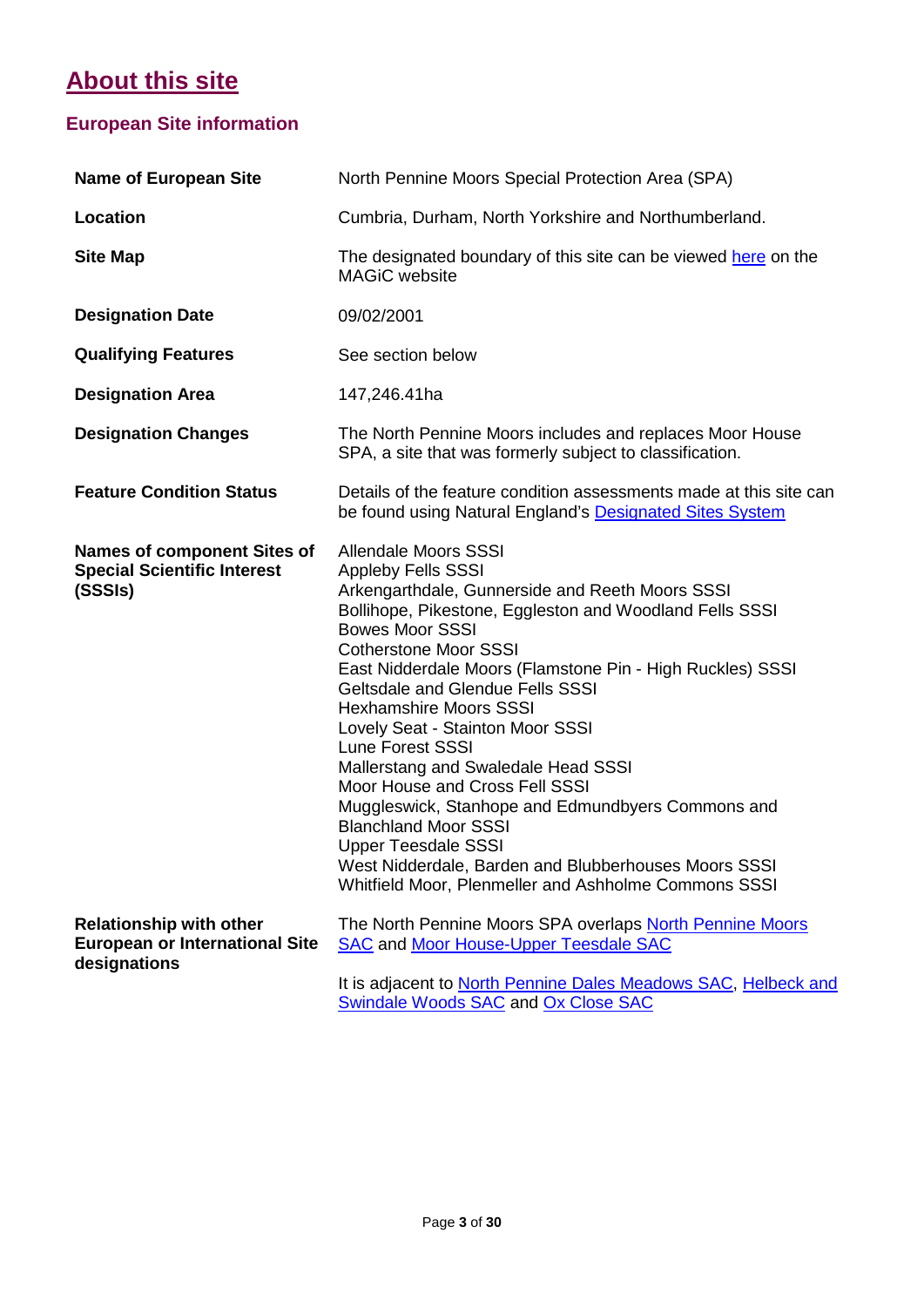# About this site

## European Site information

| | |
|---|---|
| **Name of European Site** | North Pennine Moors Special Protection Area (SPA) |
| **Location** | Cumbria, Durham, North Yorkshire and Northumberland. |
| **Site Map** | The designated boundary of this site can be viewed here on the MAGiC website |
| **Designation Date** | 09/02/2001 |
| **Qualifying Features** | See section below |
| **Designation Area** | 147,246.41ha |
| **Designation Changes** | The North Pennine Moors includes and replaces Moor House SPA, a site that was formerly subject to classification. |
| **Feature Condition Status** | Details of the feature condition assessments made at this site can be found using Natural England's Designated Sites System |
| **Names of component Sites of Special Scientific Interest (SSSIs)** | Allendale Moors SSSI<br>Appleby Fells SSSI<br>Arkengarthdale, Gunnerside and Reeth Moors SSSI<br>Bollihope, Pikestone, Eggleston and Woodland Fells SSSI<br>Bowes Moor SSSI<br>Cotherstone Moor SSSI<br>East Nidderdale Moors (Flamstone Pin - High Ruckles) SSSI<br>Geltsdale and Glendue Fells SSSI<br>Hexhamshire Moors SSSI<br>Lovely Seat - Stainton Moor SSSI<br>Lune Forest SSSI<br>Mallerstang and Swaledale Head SSSI<br>Moor House and Cross Fell SSSI<br>Muggleswick, Stanhope and Edmundbyers Commons and Blanchland Moor SSSI<br>Upper Teesdale SSSI<br>West Nidderdale, Barden and Blubberhouses Moors SSSI<br>Whitfield Moor, Plenmeller and Ashholme Commons SSSI |
| **Relationship with other European or International Site designations** | The North Pennine Moors SPA overlaps North Pennine Moors SAC and Moor House-Upper Teesdale SAC<br><br>It is adjacent to North Pennine Dales Meadows SAC, Helbeck and Swindale Woods SAC and Ox Close SAC |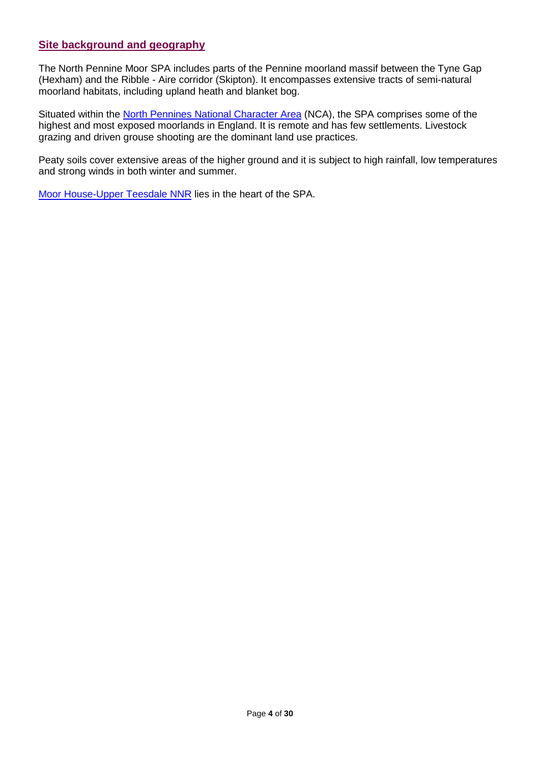## Site background and geography

The North Pennine Moor SPA includes parts of the Pennine moorland massif between the Tyne Gap (Hexham) and the Ribble - Aire corridor (Skipton). It encompasses extensive tracts of semi-natural moorland habitats, including upland heath and blanket bog.

Situated within the North Pennines National Character Area (NCA), the SPA comprises some of the highest and most exposed moorlands in England. It is remote and has few settlements. Livestock grazing and driven grouse shooting are the dominant land use practices.

Peaty soils cover extensive areas of the higher ground and it is subject to high rainfall, low temperatures and strong winds in both winter and summer.

Moor House-Upper Teesdale NNR lies in the heart of the SPA.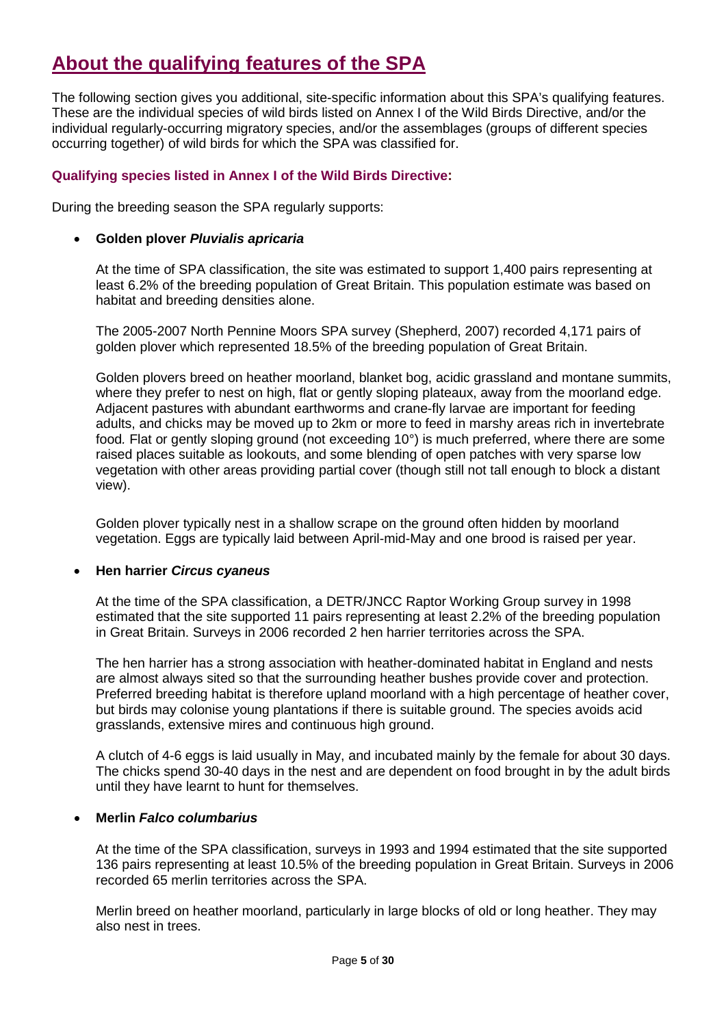## About the qualifying features of the SPA

The following section gives you additional, site-specific information about this SPA's qualifying features. These are the individual species of wild birds listed on Annex I of the Wild Birds Directive, and/or the individual regularly-occurring migratory species, and/or the assemblages (groups of different species occurring together) of wild birds for which the SPA was classified for.

### Qualifying species listed in Annex I of the Wild Birds Directive:

During the breeding season the SPA regularly supports:

- **Golden plover *Pluvialis apricaria***

  At the time of SPA classification, the site was estimated to support 1,400 pairs representing at least 6.2% of the breeding population of Great Britain. This population estimate was based on habitat and breeding densities alone.

  The 2005-2007 North Pennine Moors SPA survey (Shepherd, 2007) recorded 4,171 pairs of golden plover which represented 18.5% of the breeding population of Great Britain.

  Golden plovers breed on heather moorland, blanket bog, acidic grassland and montane summits, where they prefer to nest on high, flat or gently sloping plateaux, away from the moorland edge. Adjacent pastures with abundant earthworms and crane-fly larvae are important for feeding adults, and chicks may be moved up to 2km or more to feed in marshy areas rich in invertebrate food. Flat or gently sloping ground (not exceeding 10°) is much preferred, where there are some raised places suitable as lookouts, and some blending of open patches with very sparse low vegetation with other areas providing partial cover (though still not tall enough to block a distant view).

  Golden plover typically nest in a shallow scrape on the ground often hidden by moorland vegetation. Eggs are typically laid between April-mid-May and one brood is raised per year.

- **Hen harrier *Circus cyaneus***

  At the time of the SPA classification, a DETR/JNCC Raptor Working Group survey in 1998 estimated that the site supported 11 pairs representing at least 2.2% of the breeding population in Great Britain. Surveys in 2006 recorded 2 hen harrier territories across the SPA.

  The hen harrier has a strong association with heather-dominated habitat in England and nests are almost always sited so that the surrounding heather bushes provide cover and protection. Preferred breeding habitat is therefore upland moorland with a high percentage of heather cover, but birds may colonise young plantations if there is suitable ground. The species avoids acid grasslands, extensive mires and continuous high ground.

  A clutch of 4-6 eggs is laid usually in May, and incubated mainly by the female for about 30 days. The chicks spend 30-40 days in the nest and are dependent on food brought in by the adult birds until they have learnt to hunt for themselves.

- **Merlin *Falco columbarius***

  At the time of the SPA classification, surveys in 1993 and 1994 estimated that the site supported 136 pairs representing at least 10.5% of the breeding population in Great Britain. Surveys in 2006 recorded 65 merlin territories across the SPA.

  Merlin breed on heather moorland, particularly in large blocks of old or long heather. They may also nest in trees.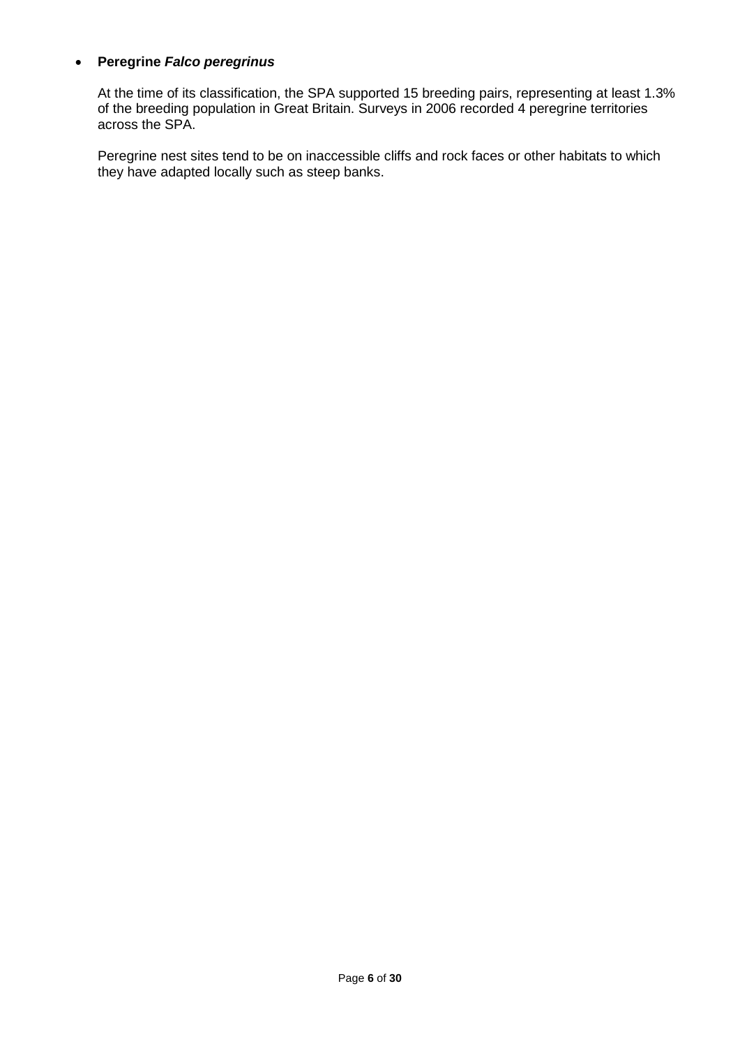- **Peregrine *Falco peregrinus***

  At the time of its classification, the SPA supported 15 breeding pairs, representing at least 1.3% of the breeding population in Great Britain. Surveys in 2006 recorded 4 peregrine territories across the SPA.

  Peregrine nest sites tend to be on inaccessible cliffs and rock faces or other habitats to which they have adapted locally such as steep banks.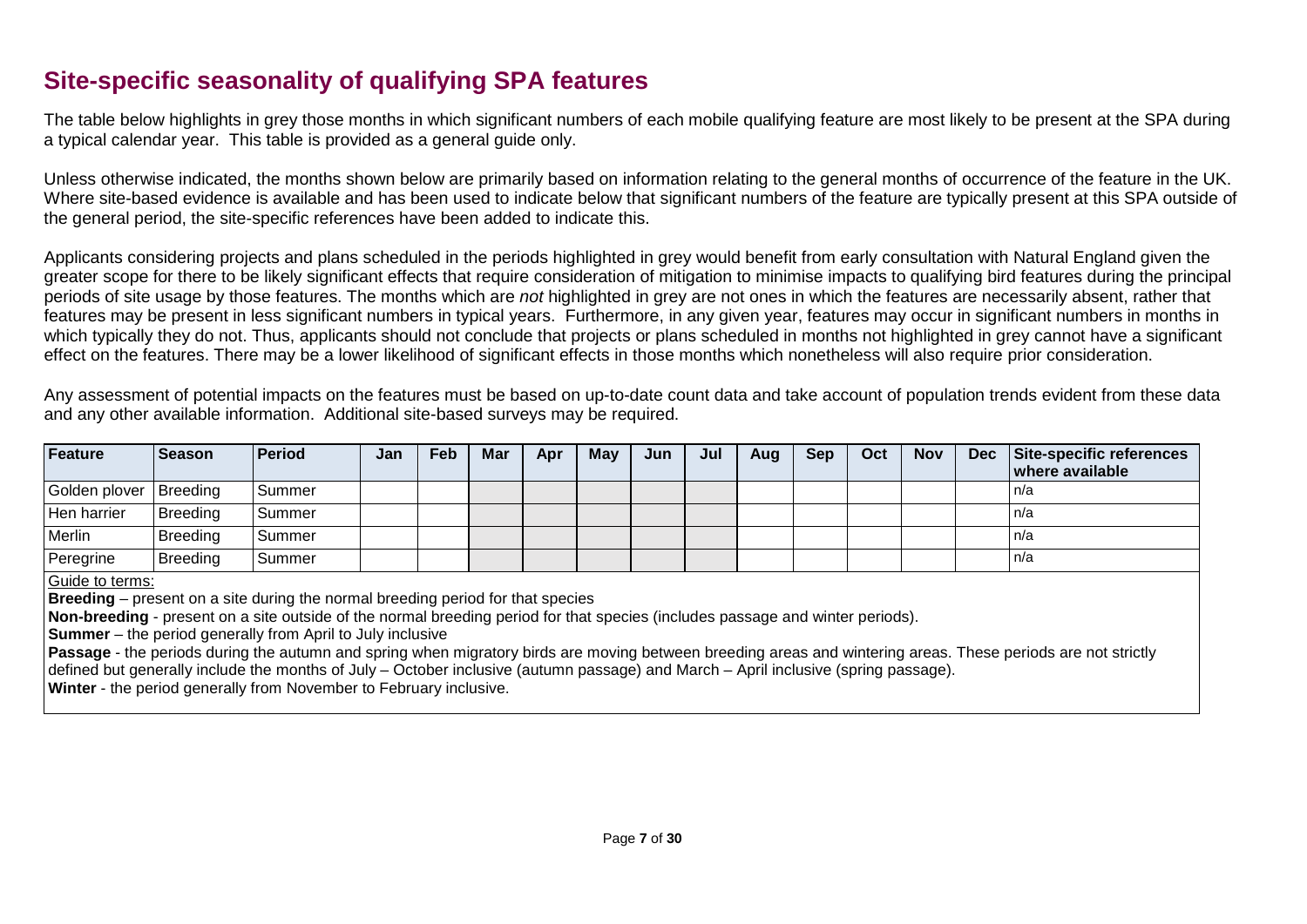## Site-specific seasonality of qualifying SPA features

The table below highlights in grey those months in which significant numbers of each mobile qualifying feature are most likely to be present at the SPA during a typical calendar year. This table is provided as a general guide only.

Unless otherwise indicated, the months shown below are primarily based on information relating to the general months of occurrence of the feature in the UK. Where site-based evidence is available and has been used to indicate below that significant numbers of the feature are typically present at this SPA outside of the general period, the site-specific references have been added to indicate this.

Applicants considering projects and plans scheduled in the periods highlighted in grey would benefit from early consultation with Natural England given the greater scope for there to be likely significant effects that require consideration of mitigation to minimise impacts to qualifying bird features during the principal periods of site usage by those features. The months which are *not* highlighted in grey are not ones in which the features are necessarily absent, rather that features may be present in less significant numbers in typical years. Furthermore, in any given year, features may occur in significant numbers in months in which typically they do not. Thus, applicants should not conclude that projects or plans scheduled in months not highlighted in grey cannot have a significant effect on the features. There may be a lower likelihood of significant effects in those months which nonetheless will also require prior consideration.

Any assessment of potential impacts on the features must be based on up-to-date count data and take account of population trends evident from these data and any other available information. Additional site-based surveys may be required.

| Feature | Season | Period | Jan | Feb | Mar | Apr | May | Jun | Jul | Aug | Sep | Oct | Nov | Dec | Site-specific references where available |
|---|---|---|---|---|---|---|---|---|---|---|---|---|---|---|---|
| Golden plover | Breeding | Summer | | | ■ | ■ | ■ | ■ | ■ | | | | | | n/a |
| Hen harrier | Breeding | Summer | | | ■ | ■ | ■ | ■ | ■ | | | | | | n/a |
| Merlin | Breeding | Summer | | | ■ | ■ | ■ | ■ | ■ | | | | | | n/a |
| Peregrine | Breeding | Summer | | | ■ | ■ | ■ | ■ | ■ | | | | | | n/a |

(■ = month highlighted in grey)

Guide to terms:

**Breeding** – present on a site during the normal breeding period for that species

**Non-breeding** - present on a site outside of the normal breeding period for that species (includes passage and winter periods).

**Summer** – the period generally from April to July inclusive

**Passage** - the periods during the autumn and spring when migratory birds are moving between breeding areas and wintering areas. These periods are not strictly defined but generally include the months of July – October inclusive (autumn passage) and March – April inclusive (spring passage).

**Winter** - the period generally from November to February inclusive.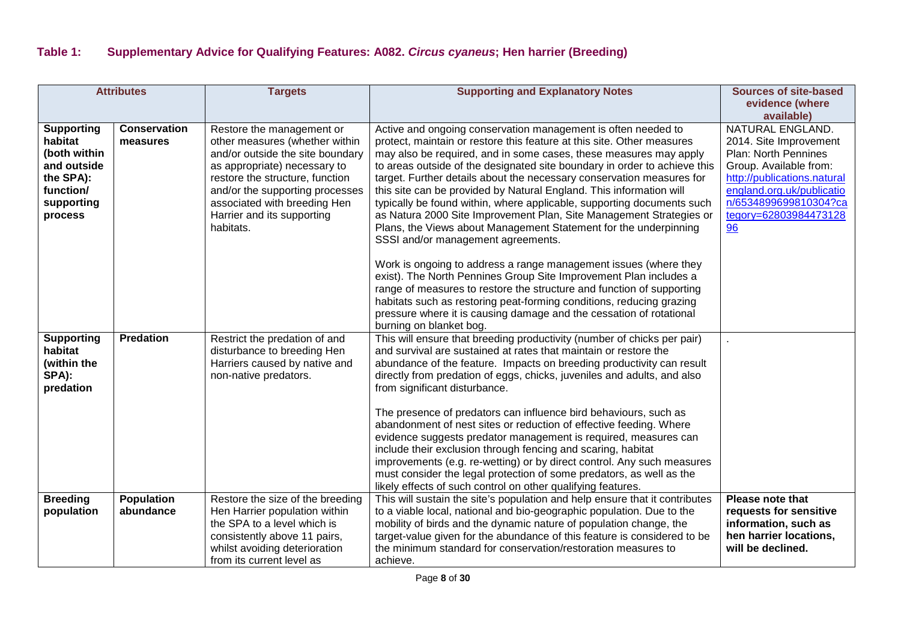## Table 1: Supplementary Advice for Qualifying Features: A082. *Circus cyaneus*; Hen harrier (Breeding)

| Attributes | | Targets | Supporting and Explanatory Notes | Sources of site-based evidence (where available) |
|---|---|---|---|---|
| **Supporting habitat (both within and outside the SPA): function/ supporting process** | **Conservation measures** | Restore the management or other measures (whether within and/or outside the site boundary as appropriate) necessary to restore the structure, function and/or the supporting processes associated with breeding Hen Harrier and its supporting habitats. | Active and ongoing conservation management is often needed to protect, maintain or restore this feature at this site. Other measures may also be required, and in some cases, these measures may apply to areas outside of the designated site boundary in order to achieve this target. Further details about the necessary conservation measures for this site can be provided by Natural England. This information will typically be found within, where applicable, supporting documents such as Natura 2000 Site Improvement Plan, Site Management Strategies or Plans, the Views about Management Statement for the underpinning SSSI and/or management agreements.<br><br>Work is ongoing to address a range management issues (where they exist). The North Pennines Group Site Improvement Plan includes a range of measures to restore the structure and function of supporting habitats such as restoring peat-forming conditions, reducing grazing pressure where it is causing damage and the cessation of rotational burning on blanket bog. | NATURAL ENGLAND. 2014. Site Improvement Plan: North Pennines Group. Available from: [http://publications.naturalengland.org.uk/publication/6534899699810304?category=6280398447312896](http://publications.naturalengland.org.uk/publication/6534899699810304?category=6280398447312896) |
| **Supporting habitat (within the SPA): predation** | **Predation** | Restrict the predation of and disturbance to breeding Hen Harriers caused by native and non-native predators. | This will ensure that breeding productivity (number of chicks per pair) and survival are sustained at rates that maintain or restore the abundance of the feature. Impacts on breeding productivity can result directly from predation of eggs, chicks, juveniles and adults, and also from significant disturbance.<br><br>The presence of predators can influence bird behaviours, such as abandonment of nest sites or reduction of effective feeding. Where evidence suggests predator management is required, measures can include their exclusion through fencing and scaring, habitat improvements (e.g. re-wetting) or by direct control. Any such measures must consider the legal protection of some predators, as well as the likely effects of such control on other qualifying features. | . |
| **Breeding population** | **Population abundance** | Restore the size of the breeding Hen Harrier population within the SPA to a level which is consistently above 11 pairs, whilst avoiding deterioration from its current level as | This will sustain the site's population and help ensure that it contributes to a viable local, national and bio-geographic population. Due to the mobility of birds and the dynamic nature of population change, the target-value given for the abundance of this feature is considered to be the minimum standard for conservation/restoration measures to achieve. | **Please note that requests for sensitive information, such as hen harrier locations, will be declined.** |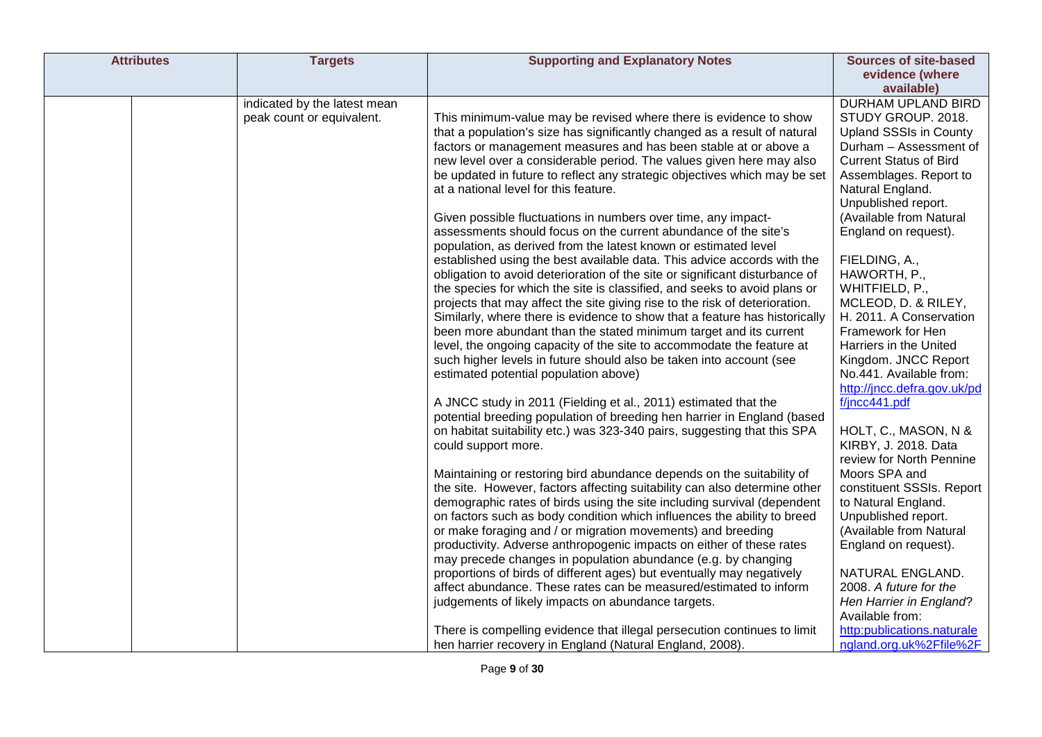| Attributes | | Targets | Supporting and Explanatory Notes | Sources of site-based evidence (where available) |
|---|---|---|---|---|
| | | indicated by the latest mean peak count or equivalent. | This minimum-value may be revised where there is evidence to show that a population's size has significantly changed as a result of natural factors or management measures and has been stable at or above a new level over a considerable period. The values given here may also be updated in future to reflect any strategic objectives which may be set at a national level for this feature.<br><br>Given possible fluctuations in numbers over time, any impact-assessments should focus on the current abundance of the site's population, as derived from the latest known or estimated level established using the best available data. This advice accords with the obligation to avoid deterioration of the site or significant disturbance of the species for which the site is classified, and seeks to avoid plans or projects that may affect the site giving rise to the risk of deterioration. Similarly, where there is evidence to show that a feature has historically been more abundant than the stated minimum target and its current level, the ongoing capacity of the site to accommodate the feature at such higher levels in future should also be taken into account (see estimated potential population above)<br><br>A JNCC study in 2011 (Fielding et al., 2011) estimated that the potential breeding population of breeding hen harrier in England (based on habitat suitability etc.) was 323-340 pairs, suggesting that this SPA could support more.<br><br>Maintaining or restoring bird abundance depends on the suitability of the site. However, factors affecting suitability can also determine other demographic rates of birds using the site including survival (dependent on factors such as body condition which influences the ability to breed or make foraging and / or migration movements) and breeding productivity. Adverse anthropogenic impacts on either of these rates may precede changes in population abundance (e.g. by changing proportions of birds of different ages) but eventually may negatively affect abundance. These rates can be measured/estimated to inform judgements of likely impacts on abundance targets.<br><br>There is compelling evidence that illegal persecution continues to limit hen harrier recovery in England (Natural England, 2008). | DURHAM UPLAND BIRD STUDY GROUP. 2018. Upland SSSIs in County Durham – Assessment of Current Status of Bird Assemblages. Report to Natural England. Unpublished report. (Available from Natural England on request).<br><br>FIELDING, A., HAWORTH, P., WHITFIELD, P., MCLEOD, D. & RILEY, H. 2011. A Conservation Framework for Hen Harriers in the United Kingdom. JNCC Report No.441. Available from: http://jncc.defra.gov.uk/pdf/jncc441.pdf<br><br>HOLT, C., MASON, N & KIRBY, J. 2018. Data review for North Pennine Moors SPA and constituent SSSIs. Report to Natural England. Unpublished report. (Available from Natural England on request).<br><br>NATURAL ENGLAND. 2008. *A future for the Hen Harrier in England*? Available from: http:publications.naturalengland.org.uk%2Ffile%2F |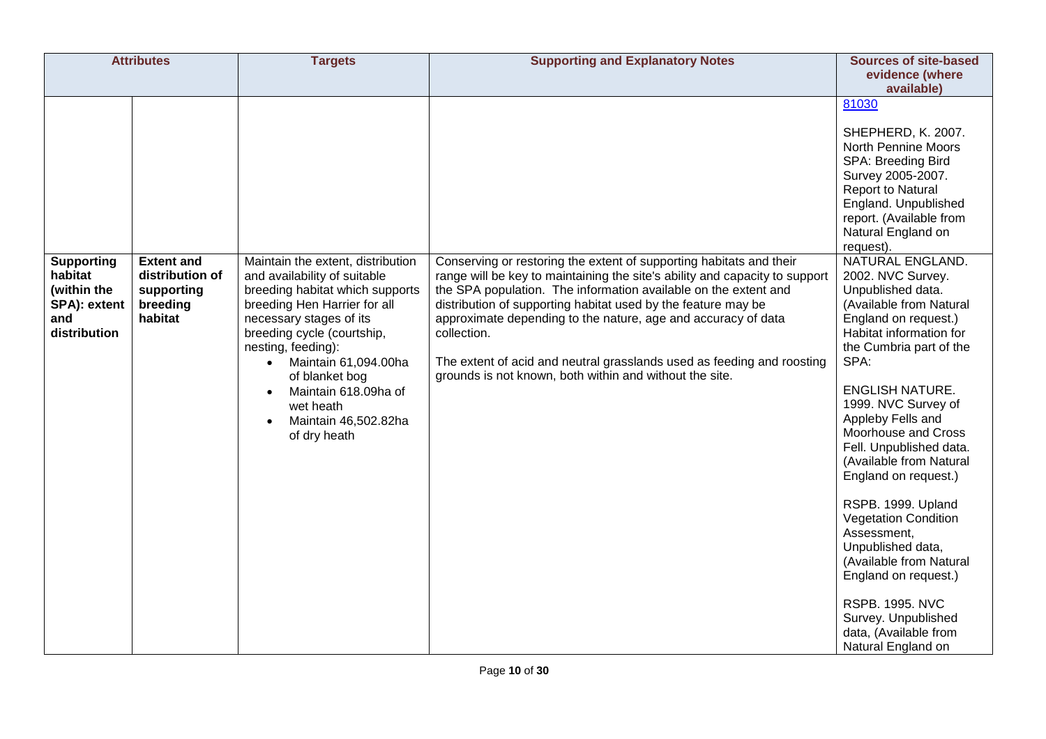| Attributes | | Targets | Supporting and Explanatory Notes | Sources of site-based evidence (where available) |
|---|---|---|---|---|
| | | | | 81030<br><br>SHEPHERD, K. 2007. North Pennine Moors SPA: Breeding Bird Survey 2005-2007. Report to Natural England. Unpublished report. (Available from Natural England on request). |
| **Supporting habitat (within the SPA): extent and distribution** | **Extent and distribution of supporting breeding habitat** | Maintain the extent, distribution and availability of suitable breeding habitat which supports breeding Hen Harrier for all necessary stages of its breeding cycle (courtship, nesting, feeding):<br>• Maintain 61,094.00ha of blanket bog<br>• Maintain 618.09ha of wet heath<br>• Maintain 46,502.82ha of dry heath | Conserving or restoring the extent of supporting habitats and their range will be key to maintaining the site's ability and capacity to support the SPA population. The information available on the extent and distribution of supporting habitat used by the feature may be approximate depending to the nature, age and accuracy of data collection.<br><br>The extent of acid and neutral grasslands used as feeding and roosting grounds is not known, both within and without the site. | NATURAL ENGLAND. 2002. NVC Survey. Unpublished data. (Available from Natural England on request.) Habitat information for the Cumbria part of the SPA:<br><br>ENGLISH NATURE. 1999. NVC Survey of Appleby Fells and Moorhouse and Cross Fell. Unpublished data. (Available from Natural England on request.)<br><br>RSPB. 1999. Upland Vegetation Condition Assessment, Unpublished data, (Available from Natural England on request.)<br><br>RSPB. 1995. NVC Survey. Unpublished data, (Available from Natural England on |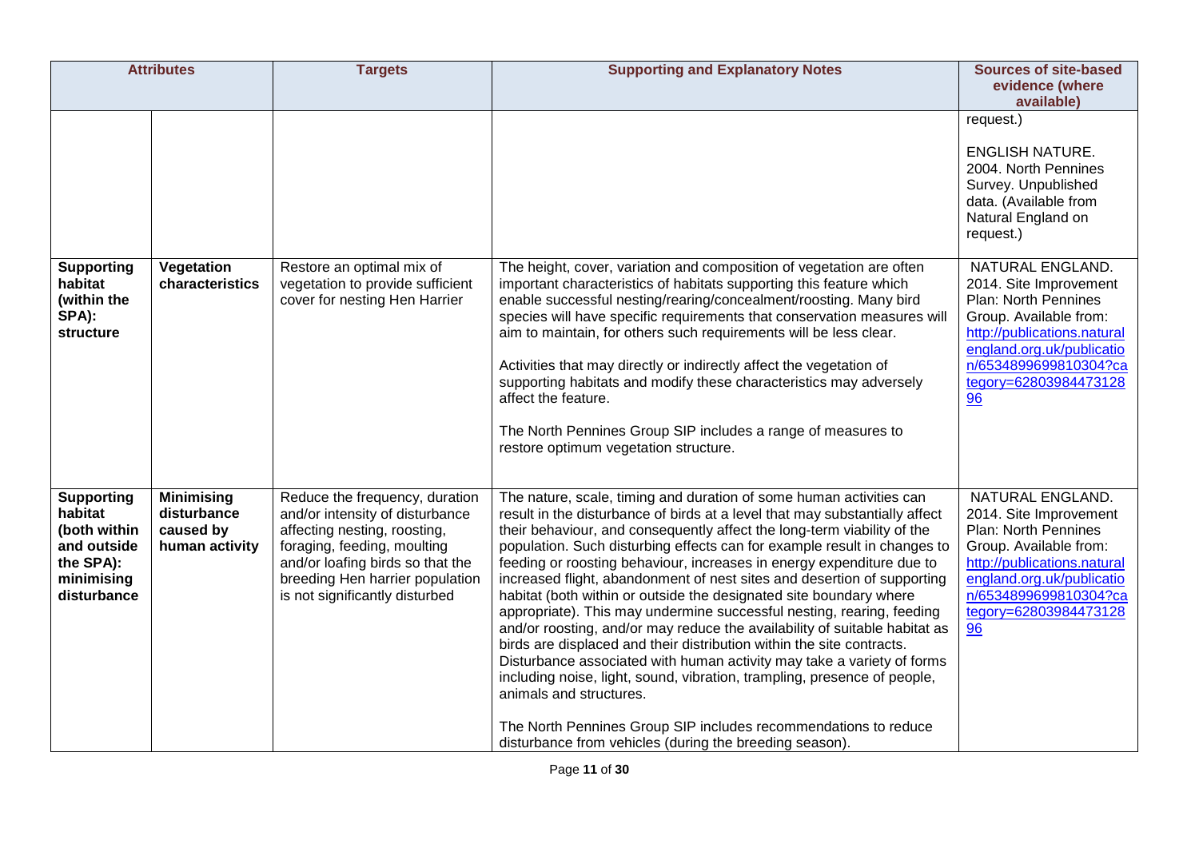| Attributes | | Targets | Supporting and Explanatory Notes | Sources of site-based evidence (where available) |
|---|---|---|---|---|
| | | | | request.)<br><br>ENGLISH NATURE. 2004. North Pennines Survey. Unpublished data. (Available from Natural England on request.) |
| **Supporting habitat (within the SPA): structure** | **Vegetation characteristics** | Restore an optimal mix of vegetation to provide sufficient cover for nesting Hen Harrier | The height, cover, variation and composition of vegetation are often important characteristics of habitats supporting this feature which enable successful nesting/rearing/concealment/roosting. Many bird species will have specific requirements that conservation measures will aim to maintain, for others such requirements will be less clear.<br><br>Activities that may directly or indirectly affect the vegetation of supporting habitats and modify these characteristics may adversely affect the feature.<br><br>The North Pennines Group SIP includes a range of measures to restore optimum vegetation structure. | NATURAL ENGLAND. 2014. Site Improvement Plan: North Pennines Group. Available from: http://publications.naturalengland.org.uk/publication/6534899699810304?category=6280398447312896 |
| **Supporting habitat (both within and outside the SPA): minimising disturbance** | **Minimising disturbance caused by human activity** | Reduce the frequency, duration and/or intensity of disturbance affecting nesting, roosting, foraging, feeding, moulting and/or loafing birds so that the breeding Hen harrier population is not significantly disturbed | The nature, scale, timing and duration of some human activities can result in the disturbance of birds at a level that may substantially affect their behaviour, and consequently affect the long-term viability of the population. Such disturbing effects can for example result in changes to feeding or roosting behaviour, increases in energy expenditure due to increased flight, abandonment of nest sites and desertion of supporting habitat (both within or outside the designated site boundary where appropriate). This may undermine successful nesting, rearing, feeding and/or roosting, and/or may reduce the availability of suitable habitat as birds are displaced and their distribution within the site contracts. Disturbance associated with human activity may take a variety of forms including noise, light, sound, vibration, trampling, presence of people, animals and structures.<br><br>The North Pennines Group SIP includes recommendations to reduce disturbance from vehicles (during the breeding season). | NATURAL ENGLAND. 2014. Site Improvement Plan: North Pennines Group. Available from: http://publications.naturalengland.org.uk/publication/6534899699810304?category=6280398447312896 |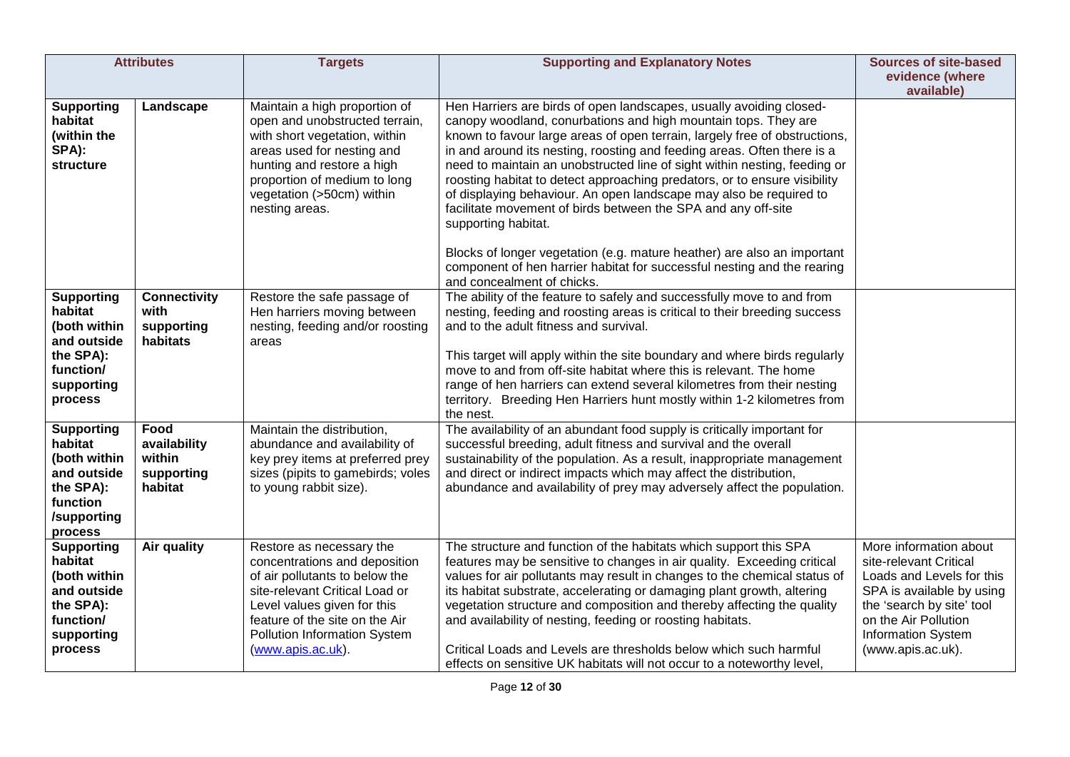| Attributes | | Targets | Supporting and Explanatory Notes | Sources of site-based evidence (where available) |
|---|---|---|---|---|
| **Supporting habitat (within the SPA): structure** | **Landscape** | Maintain a high proportion of open and unobstructed terrain, with short vegetation, within areas used for nesting and hunting and restore a high proportion of medium to long vegetation (>50cm) within nesting areas. | Hen Harriers are birds of open landscapes, usually avoiding closed-canopy woodland, conurbations and high mountain tops. They are known to favour large areas of open terrain, largely free of obstructions, in and around its nesting, roosting and feeding areas. Often there is a need to maintain an unobstructed line of sight within nesting, feeding or roosting habitat to detect approaching predators, or to ensure visibility of displaying behaviour. An open landscape may also be required to facilitate movement of birds between the SPA and any off-site supporting habitat.<br><br>Blocks of longer vegetation (e.g. mature heather) are also an important component of hen harrier habitat for successful nesting and the rearing and concealment of chicks. | |
| **Supporting habitat (both within and outside the SPA): function/ supporting process** | **Connectivity with supporting habitats** | Restore the safe passage of Hen harriers moving between nesting, feeding and/or roosting areas | The ability of the feature to safely and successfully move to and from nesting, feeding and roosting areas is critical to their breeding success and to the adult fitness and survival.<br><br>This target will apply within the site boundary and where birds regularly move to and from off-site habitat where this is relevant. The home range of hen harriers can extend several kilometres from their nesting territory. Breeding Hen Harriers hunt mostly within 1-2 kilometres from the nest. | |
| **Supporting habitat (both within and outside the SPA): function /supporting process** | **Food availability within supporting habitat** | Maintain the distribution, abundance and availability of key prey items at preferred prey sizes (pipits to gamebirds; voles to young rabbit size). | The availability of an abundant food supply is critically important for successful breeding, adult fitness and survival and the overall sustainability of the population. As a result, inappropriate management and direct or indirect impacts which may affect the distribution, abundance and availability of prey may adversely affect the population. | |
| **Supporting habitat (both within and outside the SPA): function/ supporting process** | **Air quality** | Restore as necessary the concentrations and deposition of air pollutants to below the site-relevant Critical Load or Level values given for this feature of the site on the Air Pollution Information System (www.apis.ac.uk). | The structure and function of the habitats which support this SPA features may be sensitive to changes in air quality. Exceeding critical values for air pollutants may result in changes to the chemical status of its habitat substrate, accelerating or damaging plant growth, altering vegetation structure and composition and thereby affecting the quality and availability of nesting, feeding or roosting habitats.<br><br>Critical Loads and Levels are thresholds below which such harmful effects on sensitive UK habitats will not occur to a noteworthy level, | More information about site-relevant Critical Loads and Levels for this SPA is available by using the 'search by site' tool on the Air Pollution Information System (www.apis.ac.uk). |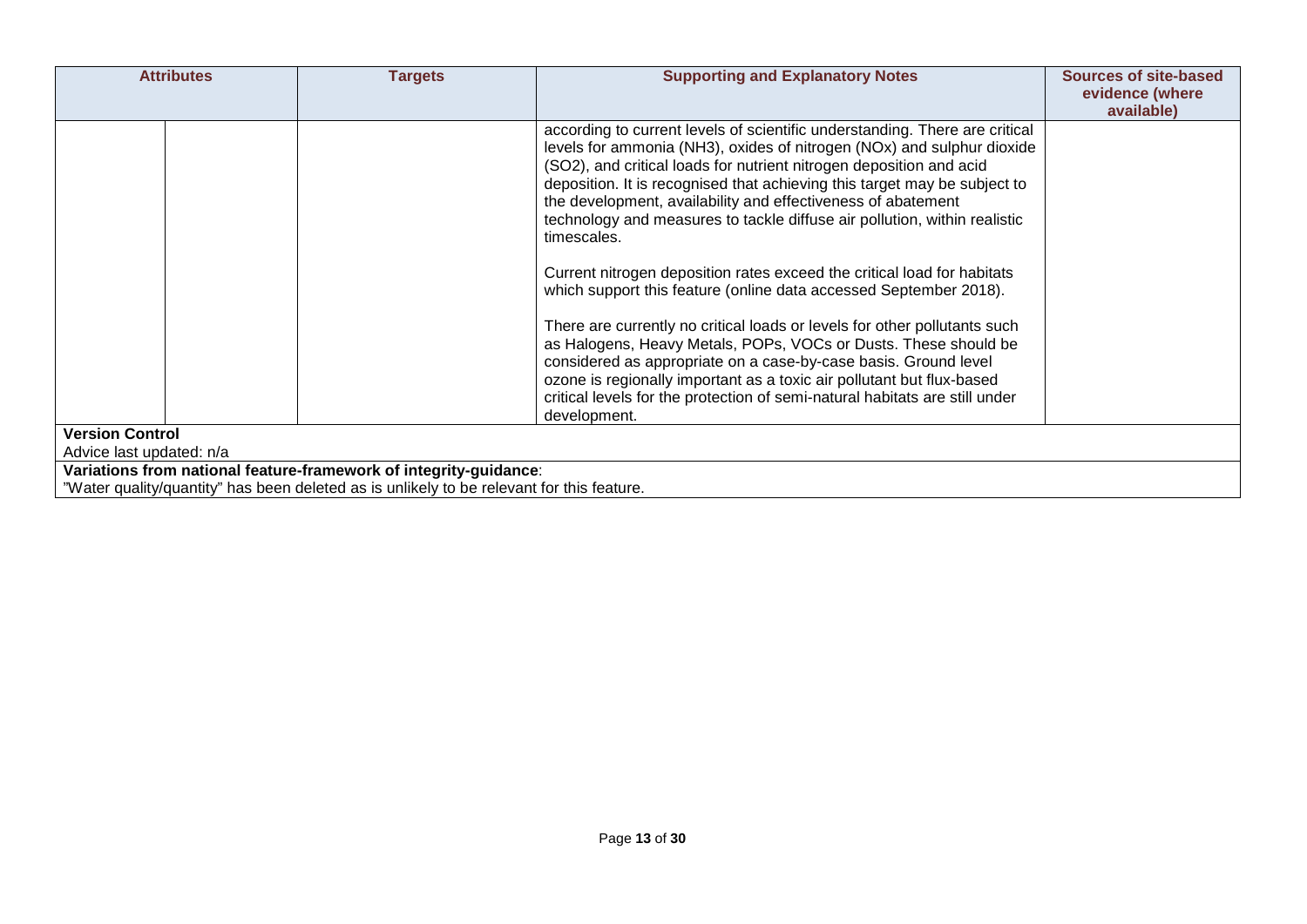| Attributes | | Targets | Supporting and Explanatory Notes | Sources of site-based evidence (where available) |
|---|---|---|---|---|
| | | | according to current levels of scientific understanding. There are critical levels for ammonia ($NH_3$), oxides of nitrogen ($NO_x$) and sulphur dioxide ($SO_2$), and critical loads for nutrient nitrogen deposition and acid deposition. It is recognised that achieving this target may be subject to the development, availability and effectiveness of abatement technology and measures to tackle diffuse air pollution, within realistic timescales.<br><br>Current nitrogen deposition rates exceed the critical load for habitats which support this feature (online data accessed September 2018).<br><br>There are currently no critical loads or levels for other pollutants such as Halogens, Heavy Metals, POPs, VOCs or Dusts. These should be considered as appropriate on a case-by-case basis. Ground level ozone is regionally important as a toxic air pollutant but flux-based critical levels for the protection of semi-natural habitats are still under development. | |

**Version Control**

Advice last updated: n/a

**Variations from national feature-framework of integrity-guidance**:

"Water quality/quantity" has been deleted as is unlikely to be relevant for this feature.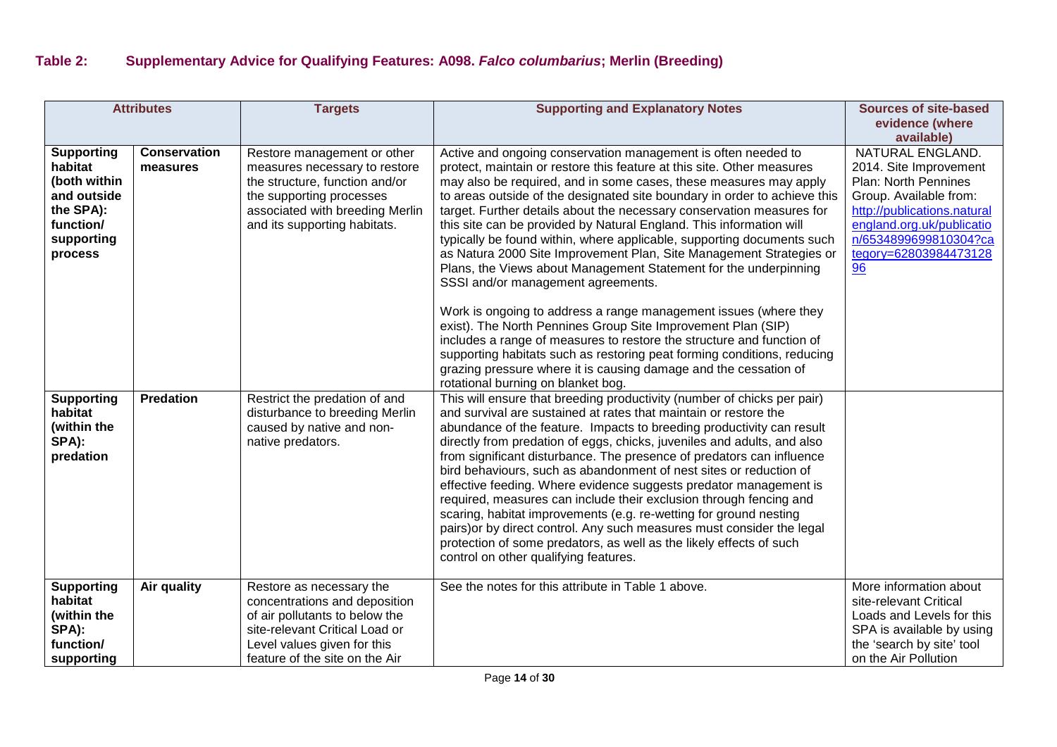## Table 2: Supplementary Advice for Qualifying Features: A098. *Falco columbarius*; Merlin (Breeding)

| Attributes | | Targets | Supporting and Explanatory Notes | Sources of site-based evidence (where available) |
|---|---|---|---|---|
| **Supporting habitat (both within and outside the SPA): function/ supporting process** | **Conservation measures** | Restore management or other measures necessary to restore the structure, function and/or the supporting processes associated with breeding Merlin and its supporting habitats. | Active and ongoing conservation management is often needed to protect, maintain or restore this feature at this site. Other measures may also be required, and in some cases, these measures may apply to areas outside of the designated site boundary in order to achieve this target. Further details about the necessary conservation measures for this site can be provided by Natural England. This information will typically be found within, where applicable, supporting documents such as Natura 2000 Site Improvement Plan, Site Management Strategies or Plans, the Views about Management Statement for the underpinning SSSI and/or management agreements.<br><br>Work is ongoing to address a range management issues (where they exist). The North Pennines Group Site Improvement Plan (SIP) includes a range of measures to restore the structure and function of supporting habitats such as restoring peat forming conditions, reducing grazing pressure where it is causing damage and the cessation of rotational burning on blanket bog. | NATURAL ENGLAND. 2014. Site Improvement Plan: North Pennines Group. Available from: http://publications.naturalengland.org.uk/publication/6534899699810304?category=6280398447312896 |
| **Supporting habitat (within the SPA): predation** | **Predation** | Restrict the predation of and disturbance to breeding Merlin caused by native and non-native predators. | This will ensure that breeding productivity (number of chicks per pair) and survival are sustained at rates that maintain or restore the abundance of the feature. Impacts to breeding productivity can result directly from predation of eggs, chicks, juveniles and adults, and also from significant disturbance. The presence of predators can influence bird behaviours, such as abandonment of nest sites or reduction of effective feeding. Where evidence suggests predator management is required, measures can include their exclusion through fencing and scaring, habitat improvements (e.g. re-wetting for ground nesting pairs)or by direct control. Any such measures must consider the legal protection of some predators, as well as the likely effects of such control on other qualifying features. | |
| **Supporting habitat (within the SPA): function/ supporting** | **Air quality** | Restore as necessary the concentrations and deposition of air pollutants to below the site-relevant Critical Load or Level values given for this feature of the site on the Air | See the notes for this attribute in Table 1 above. | More information about site-relevant Critical Loads and Levels for this SPA is available by using the 'search by site' tool on the Air Pollution |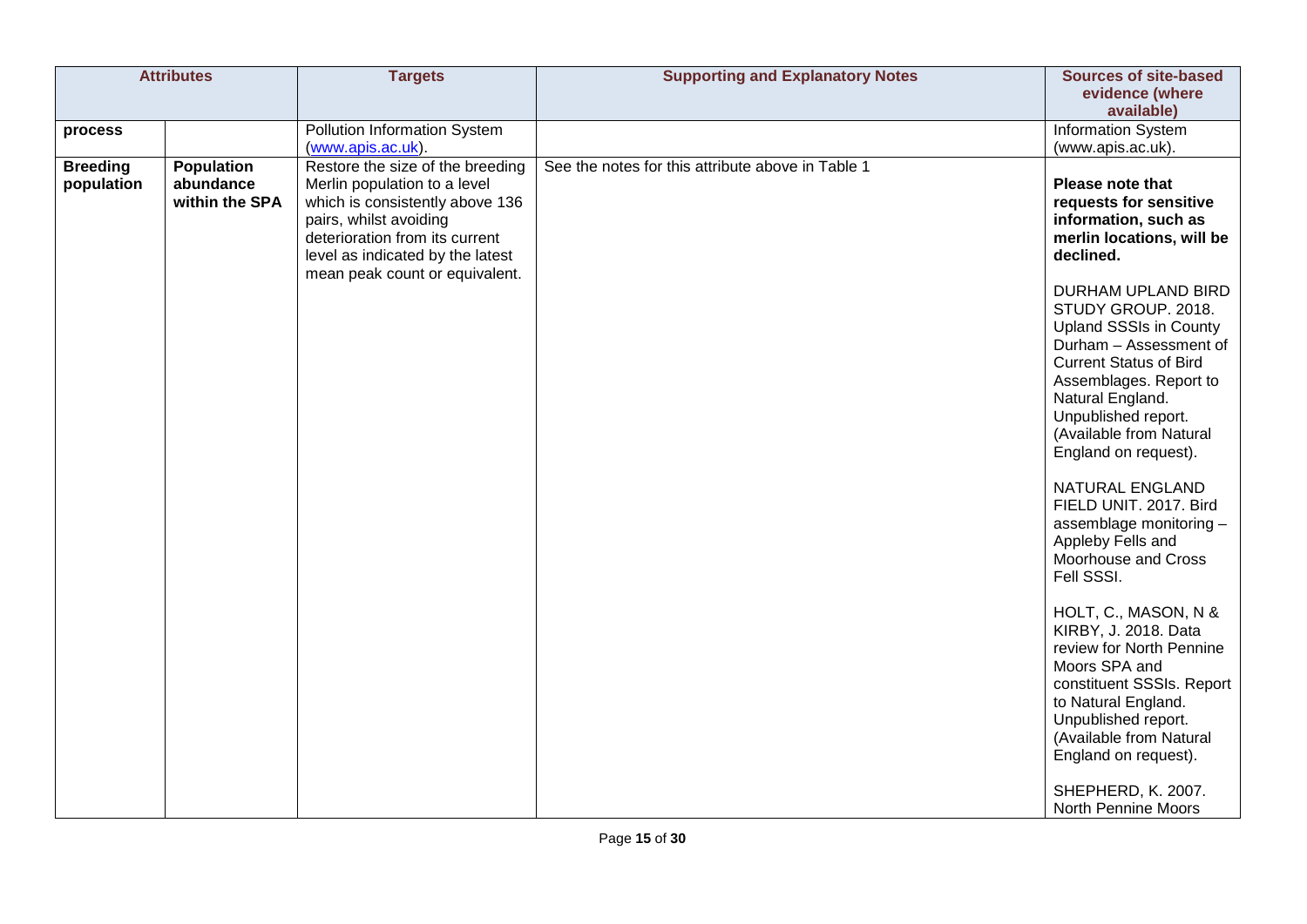| Attributes | | Targets | Supporting and Explanatory Notes | Sources of site-based evidence (where available) |
|---|---|---|---|---|
| **process** | | Pollution Information System (www.apis.ac.uk). | | Information System (www.apis.ac.uk). |
| **Breeding population** | **Population abundance within the SPA** | Restore the size of the breeding Merlin population to a level which is consistently above 136 pairs, whilst avoiding deterioration from its current level as indicated by the latest mean peak count or equivalent. | See the notes for this attribute above in Table 1 | **Please note that requests for sensitive information, such as merlin locations, will be declined.**<br><br>DURHAM UPLAND BIRD STUDY GROUP. 2018. Upland SSSIs in County Durham – Assessment of Current Status of Bird Assemblages. Report to Natural England. Unpublished report. (Available from Natural England on request).<br><br>NATURAL ENGLAND FIELD UNIT. 2017. Bird assemblage monitoring – Appleby Fells and Moorhouse and Cross Fell SSSI.<br><br>HOLT, C., MASON, N & KIRBY, J. 2018. Data review for North Pennine Moors SPA and constituent SSSIs. Report to Natural England. Unpublished report. (Available from Natural England on request).<br><br>SHEPHERD, K. 2007. North Pennine Moors |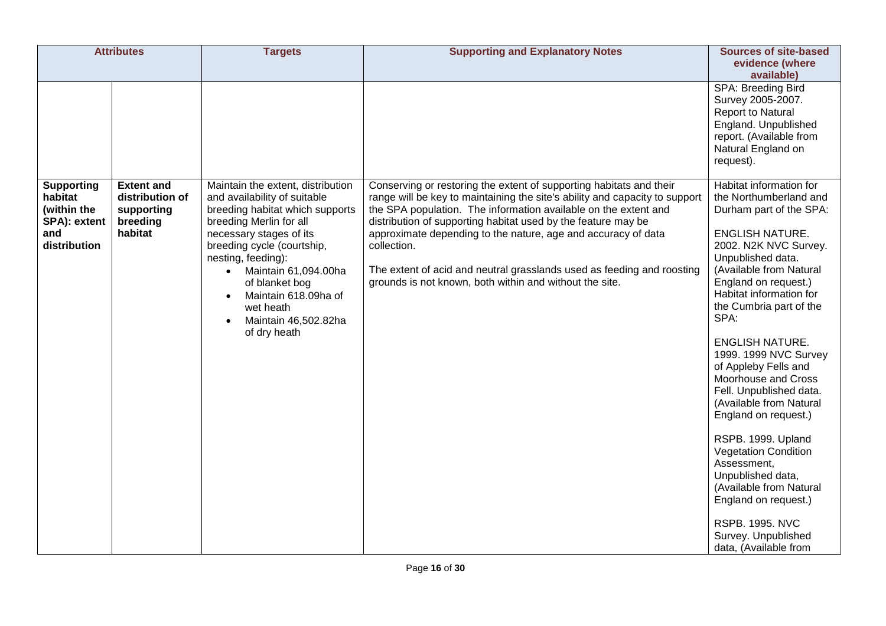| Attributes | | Targets | Supporting and Explanatory Notes | Sources of site-based evidence (where available) |
|---|---|---|---|---|
| | | | | SPA: Breeding Bird Survey 2005-2007. Report to Natural England. Unpublished report. (Available from Natural England on request). |
| **Supporting habitat (within the SPA): extent and distribution** | **Extent and distribution of supporting breeding habitat** | Maintain the extent, distribution and availability of suitable breeding habitat which supports breeding Merlin for all necessary stages of its breeding cycle (courtship, nesting, feeding): <br>• Maintain 61,094.00ha of blanket bog <br>• Maintain 618.09ha of wet heath <br>• Maintain 46,502.82ha of dry heath | Conserving or restoring the extent of supporting habitats and their range will be key to maintaining the site's ability and capacity to support the SPA population. The information available on the extent and distribution of supporting habitat used by the feature may be approximate depending to the nature, age and accuracy of data collection. <br><br>The extent of acid and neutral grasslands used as feeding and roosting grounds is not known, both within and without the site. | Habitat information for the Northumberland and Durham part of the SPA: <br><br>ENGLISH NATURE. 2002. N2K NVC Survey. Unpublished data. (Available from Natural England on request.) <br>Habitat information for the Cumbria part of the SPA: <br><br>ENGLISH NATURE. 1999. 1999 NVC Survey of Appleby Fells and Moorhouse and Cross Fell. Unpublished data. (Available from Natural England on request.) <br><br>RSPB. 1999. Upland Vegetation Condition Assessment, Unpublished data, (Available from Natural England on request.) <br><br>RSPB. 1995. NVC Survey. Unpublished data, (Available from |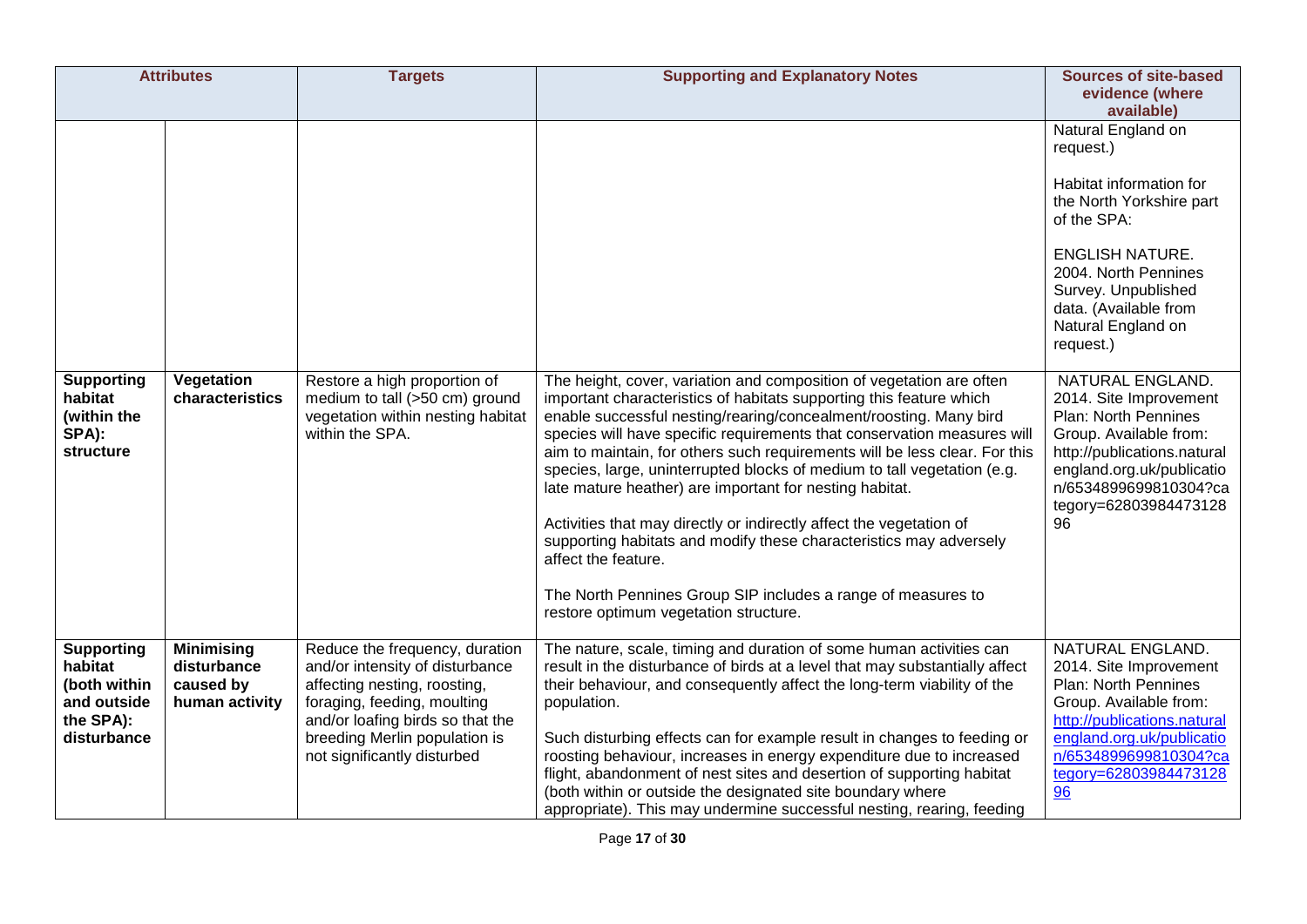| Attributes | | Targets | Supporting and Explanatory Notes | Sources of site-based evidence (where available) |
|---|---|---|---|---|
| | | | | Natural England on request.)<br><br>Habitat information for the North Yorkshire part of the SPA:<br><br>ENGLISH NATURE. 2004. North Pennines Survey. Unpublished data. (Available from Natural England on request.) |
| **Supporting habitat (within the SPA): structure** | **Vegetation characteristics** | Restore a high proportion of medium to tall (>50 cm) ground vegetation within nesting habitat within the SPA. | The height, cover, variation and composition of vegetation are often important characteristics of habitats supporting this feature which enable successful nesting/rearing/concealment/roosting. Many bird species will have specific requirements that conservation measures will aim to maintain, for others such requirements will be less clear. For this species, large, uninterrupted blocks of medium to tall vegetation (e.g. late mature heather) are important for nesting habitat.<br><br>Activities that may directly or indirectly affect the vegetation of supporting habitats and modify these characteristics may adversely affect the feature.<br><br>The North Pennines Group SIP includes a range of measures to restore optimum vegetation structure. | NATURAL ENGLAND. 2014. Site Improvement Plan: North Pennines Group. Available from: http://publications.naturalengland.org.uk/publication/6534899699810304?category=6280398447312896 |
| **Supporting habitat (both within and outside the SPA): disturbance** | **Minimising disturbance caused by human activity** | Reduce the frequency, duration and/or intensity of disturbance affecting nesting, roosting, foraging, feeding, moulting and/or loafing birds so that the breeding Merlin population is not significantly disturbed | The nature, scale, timing and duration of some human activities can result in the disturbance of birds at a level that may substantially affect their behaviour, and consequently affect the long-term viability of the population.<br><br>Such disturbing effects can for example result in changes to feeding or roosting behaviour, increases in energy expenditure due to increased flight, abandonment of nest sites and desertion of supporting habitat (both within or outside the designated site boundary where appropriate). This may undermine successful nesting, rearing, feeding | NATURAL ENGLAND. 2014. Site Improvement Plan: North Pennines Group. Available from: http://publications.naturalengland.org.uk/publication/6534899699810304?category=6280398447312896 |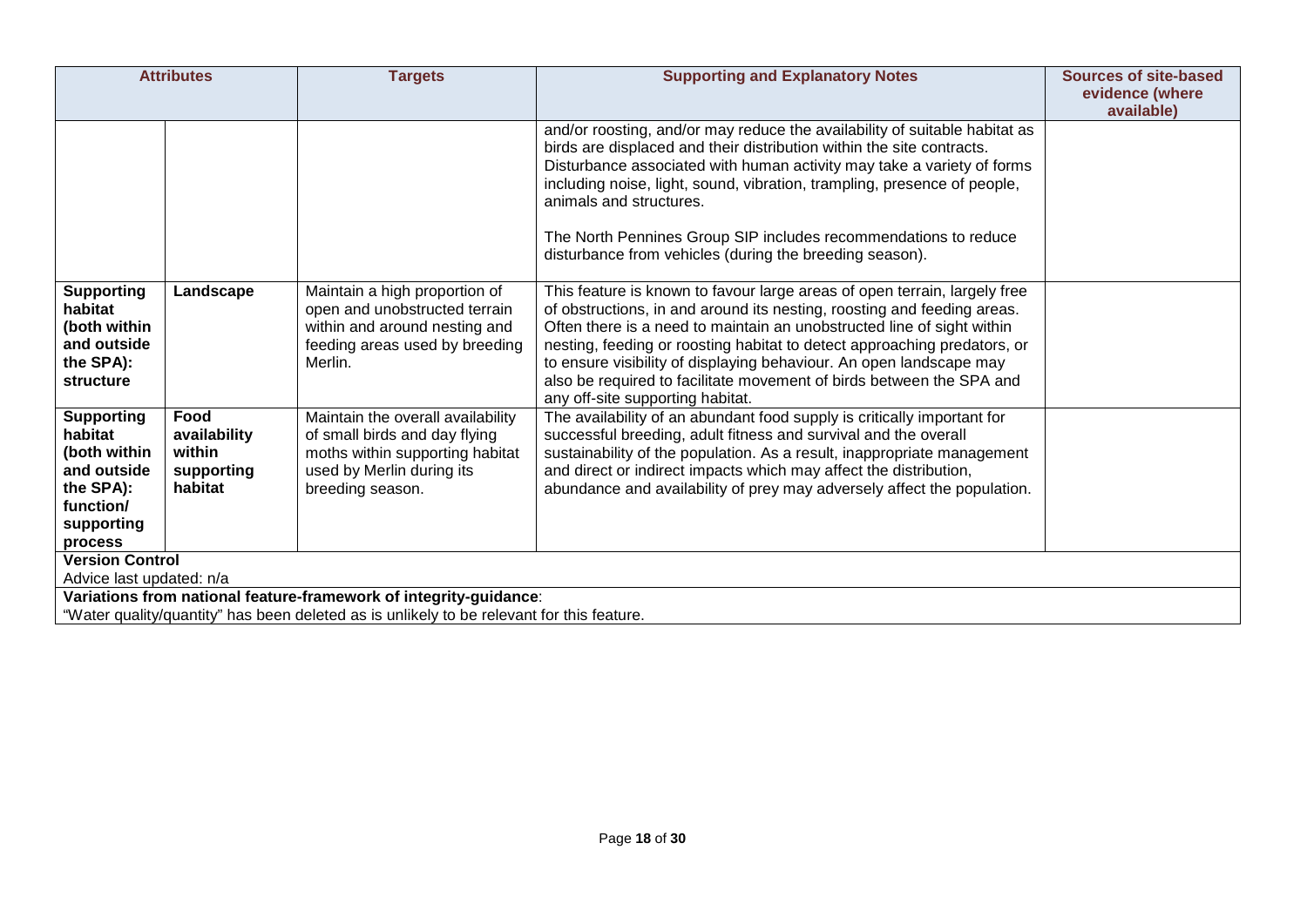| Attributes | | Targets | Supporting and Explanatory Notes | Sources of site-based evidence (where available) |
|---|---|---|---|---|
| | | | and/or roosting, and/or may reduce the availability of suitable habitat as birds are displaced and their distribution within the site contracts. Disturbance associated with human activity may take a variety of forms including noise, light, sound, vibration, trampling, presence of people, animals and structures.<br><br>The North Pennines Group SIP includes recommendations to reduce disturbance from vehicles (during the breeding season). | |
| **Supporting habitat (both within and outside the SPA): structure** | **Landscape** | Maintain a high proportion of open and unobstructed terrain within and around nesting and feeding areas used by breeding Merlin. | This feature is known to favour large areas of open terrain, largely free of obstructions, in and around its nesting, roosting and feeding areas. Often there is a need to maintain an unobstructed line of sight within nesting, feeding or roosting habitat to detect approaching predators, or to ensure visibility of displaying behaviour. An open landscape may also be required to facilitate movement of birds between the SPA and any off-site supporting habitat. | |
| **Supporting habitat (both within and outside the SPA): function/ supporting process** | **Food availability within supporting habitat** | Maintain the overall availability of small birds and day flying moths within supporting habitat used by Merlin during its breeding season. | The availability of an abundant food supply is critically important for successful breeding, adult fitness and survival and the overall sustainability of the population. As a result, inappropriate management and direct or indirect impacts which may affect the distribution, abundance and availability of prey may adversely affect the population. | |

**Version Control**

Advice last updated: n/a

**Variations from national feature-framework of integrity-guidance**:

"Water quality/quantity" has been deleted as is unlikely to be relevant for this feature.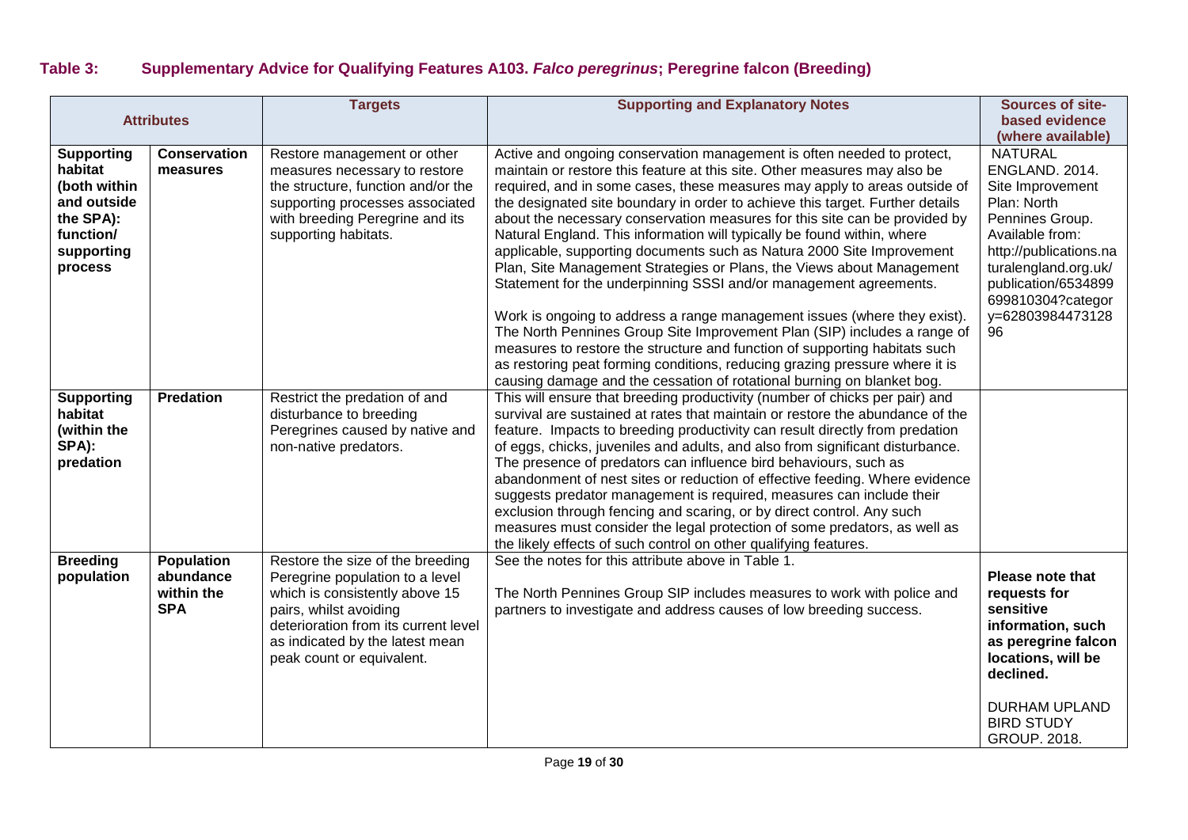## Table 3: Supplementary Advice for Qualifying Features A103. *Falco peregrinus*; Peregrine falcon (Breeding)

| Attributes | | Targets | Supporting and Explanatory Notes | Sources of site-based evidence (where available) |
|---|---|---|---|---|
| **Supporting habitat (both within and outside the SPA): function/ supporting process** | **Conservation measures** | Restore management or other measures necessary to restore the structure, function and/or the supporting processes associated with breeding Peregrine and its supporting habitats. | Active and ongoing conservation management is often needed to protect, maintain or restore this feature at this site. Other measures may also be required, and in some cases, these measures may apply to areas outside of the designated site boundary in order to achieve this target. Further details about the necessary conservation measures for this site can be provided by Natural England. This information will typically be found within, where applicable, supporting documents such as Natura 2000 Site Improvement Plan, Site Management Strategies or Plans, the Views about Management Statement for the underpinning SSSI and/or management agreements.<br><br>Work is ongoing to address a range management issues (where they exist). The North Pennines Group Site Improvement Plan (SIP) includes a range of measures to restore the structure and function of supporting habitats such as restoring peat forming conditions, reducing grazing pressure where it is causing damage and the cessation of rotational burning on blanket bog. | NATURAL ENGLAND. 2014. Site Improvement Plan: North Pennines Group. Available from: http://publications.naturalengland.org.uk/publication/6534899699810304?category=6280398447312896 |
| **Supporting habitat (within the SPA): predation** | **Predation** | Restrict the predation of and disturbance to breeding Peregrines caused by native and non-native predators. | This will ensure that breeding productivity (number of chicks per pair) and survival are sustained at rates that maintain or restore the abundance of the feature. Impacts to breeding productivity can result directly from predation of eggs, chicks, juveniles and adults, and also from significant disturbance. The presence of predators can influence bird behaviours, such as abandonment of nest sites or reduction of effective feeding. Where evidence suggests predator management is required, measures can include their exclusion through fencing and scaring, or by direct control. Any such measures must consider the legal protection of some predators, as well as the likely effects of such control on other qualifying features. | |
| **Breeding population** | **Population abundance within the SPA** | Restore the size of the breeding Peregrine population to a level which is consistently above 15 pairs, whilst avoiding deterioration from its current level as indicated by the latest mean peak count or equivalent. | See the notes for this attribute above in Table 1.<br><br>The North Pennines Group SIP includes measures to work with police and partners to investigate and address causes of low breeding success. | **Please note that requests for sensitive information, such as peregrine falcon locations, will be declined.**<br><br>DURHAM UPLAND BIRD STUDY GROUP. 2018. |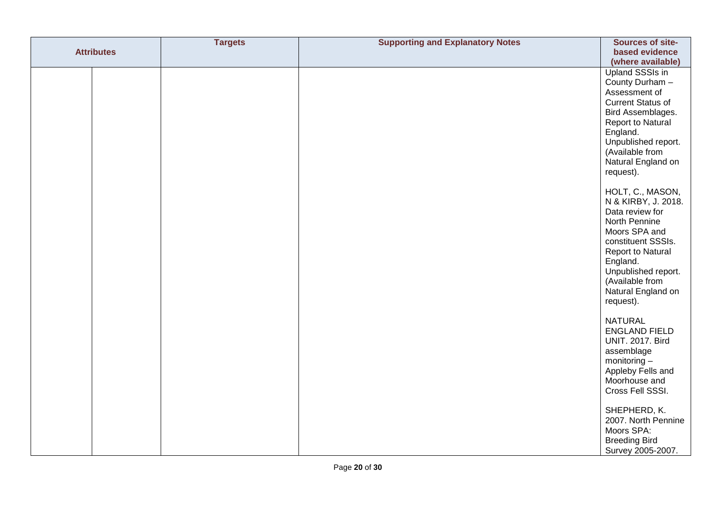| Attributes | | Targets | Supporting and Explanatory Notes | Sources of site-based evidence (where available) |
|---|---|---|---|---|
| | | | | Upland SSSIs in County Durham – Assessment of Current Status of Bird Assemblages. Report to Natural England. Unpublished report. (Available from Natural England on request).<br><br>HOLT, C., MASON, N & KIRBY, J. 2018. Data review for North Pennine Moors SPA and constituent SSSIs. Report to Natural England. Unpublished report. (Available from Natural England on request).<br><br>NATURAL ENGLAND FIELD UNIT. 2017. Bird assemblage monitoring – Appleby Fells and Moorhouse and Cross Fell SSSI.<br><br>SHEPHERD, K. 2007. North Pennine Moors SPA: Breeding Bird Survey 2005-2007. |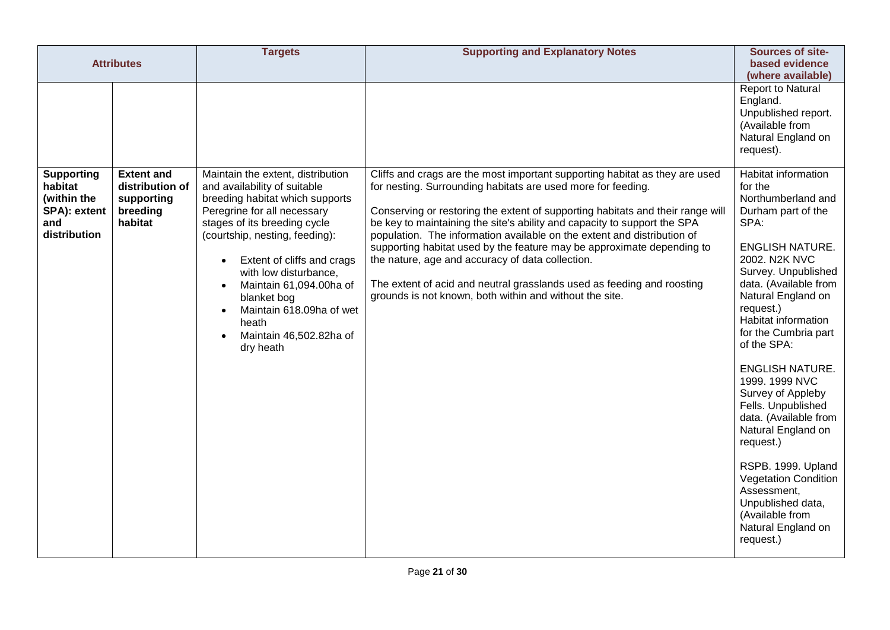| Attributes | | Targets | Supporting and Explanatory Notes | Sources of site-based evidence (where available) |
|---|---|---|---|---|
| | | | | Report to Natural England. Unpublished report. (Available from Natural England on request). |
| **Supporting habitat (within the SPA): extent and distribution** | **Extent and distribution of supporting breeding habitat** | Maintain the extent, distribution and availability of suitable breeding habitat which supports Peregrine for all necessary stages of its breeding cycle (courtship, nesting, feeding):<br><br>• Extent of cliffs and crags with low disturbance,<br>• Maintain 61,094.00ha of blanket bog<br>• Maintain 618.09ha of wet heath<br>• Maintain 46,502.82ha of dry heath | Cliffs and crags are the most important supporting habitat as they are used for nesting. Surrounding habitats are used more for feeding.<br><br>Conserving or restoring the extent of supporting habitats and their range will be key to maintaining the site's ability and capacity to support the SPA population. The information available on the extent and distribution of supporting habitat used by the feature may be approximate depending to the nature, age and accuracy of data collection.<br><br>The extent of acid and neutral grasslands used as feeding and roosting grounds is not known, both within and without the site. | Habitat information for the Northumberland and Durham part of the SPA:<br><br>ENGLISH NATURE. 2002. N2K NVC Survey. Unpublished data. (Available from Natural England on request.)<br>Habitat information for the Cumbria part of the SPA:<br><br>ENGLISH NATURE. 1999. 1999 NVC Survey of Appleby Fells. Unpublished data. (Available from Natural England on request.)<br><br>RSPB. 1999. Upland Vegetation Condition Assessment, Unpublished data, (Available from Natural England on request.) |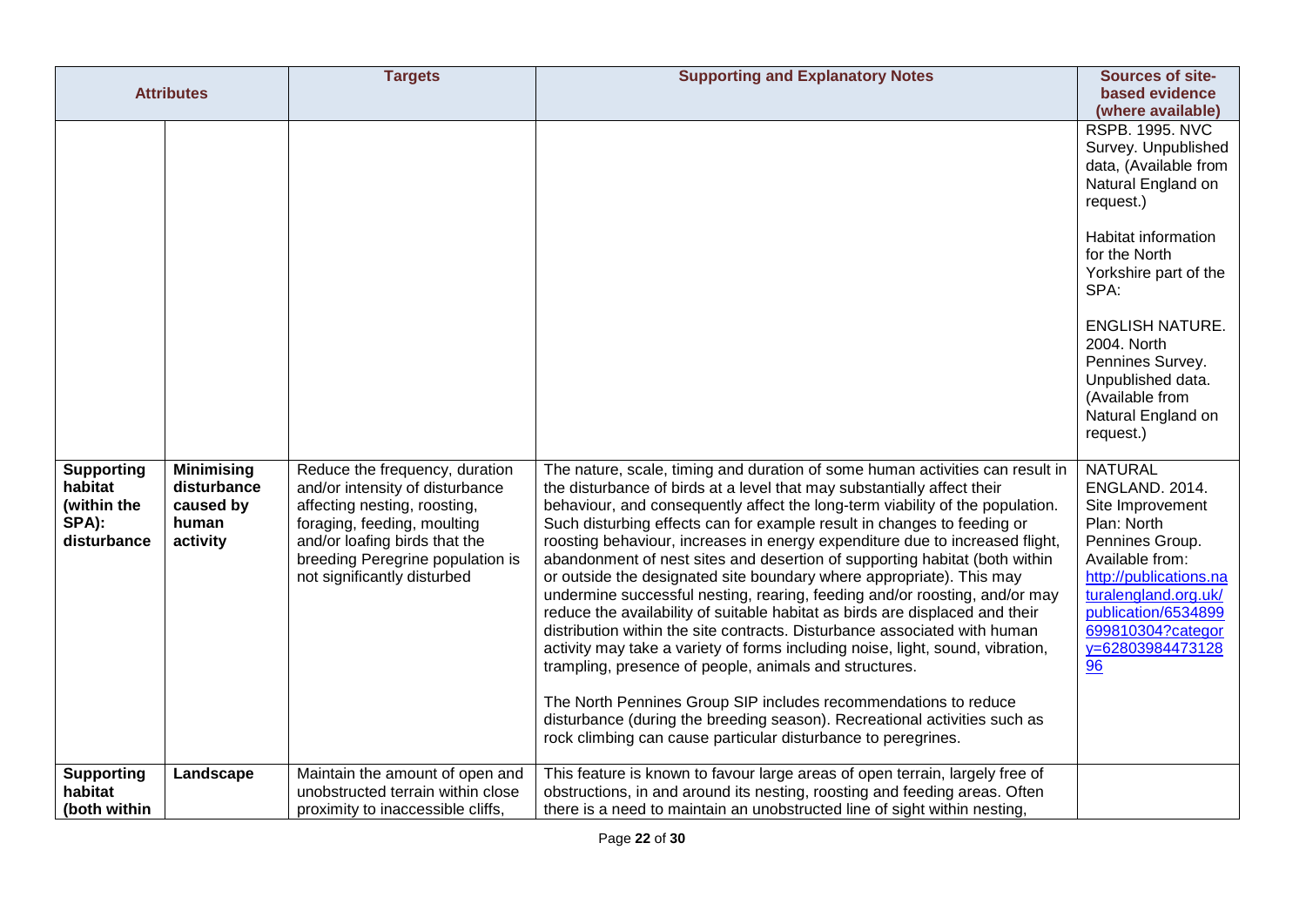| Attributes | | Targets | Supporting and Explanatory Notes | Sources of site-based evidence (where available) |
|---|---|---|---|---|
| | | | | RSPB. 1995. NVC Survey. Unpublished data, (Available from Natural England on request.)<br><br>Habitat information for the North Yorkshire part of the SPA:<br><br>ENGLISH NATURE. 2004. North Pennines Survey. Unpublished data. (Available from Natural England on request.) |
| **Supporting habitat (within the SPA): disturbance** | **Minimising disturbance caused by human activity** | Reduce the frequency, duration and/or intensity of disturbance affecting nesting, roosting, foraging, feeding, moulting and/or loafing birds that the breeding Peregrine population is not significantly disturbed | The nature, scale, timing and duration of some human activities can result in the disturbance of birds at a level that may substantially affect their behaviour, and consequently affect the long-term viability of the population. Such disturbing effects can for example result in changes to feeding or roosting behaviour, increases in energy expenditure due to increased flight, abandonment of nest sites and desertion of supporting habitat (both within or outside the designated site boundary where appropriate). This may undermine successful nesting, rearing, feeding and/or roosting, and/or may reduce the availability of suitable habitat as birds are displaced and their distribution within the site contracts. Disturbance associated with human activity may take a variety of forms including noise, light, sound, vibration, trampling, presence of people, animals and structures.<br><br>The North Pennines Group SIP includes recommendations to reduce disturbance (during the breeding season). Recreational activities such as rock climbing can cause particular disturbance to peregrines. | NATURAL ENGLAND. 2014. Site Improvement Plan: North Pennines Group. Available from: [http://publications.naturalengland.org.uk/publication/6534899699810304?category=6280398447312896](http://publications.naturalengland.org.uk/publication/6534899699810304?category=6280398447312896) |
| **Supporting habitat (both within** | **Landscape** | Maintain the amount of open and unobstructed terrain within close proximity to inaccessible cliffs, | This feature is known to favour large areas of open terrain, largely free of obstructions, in and around its nesting, roosting and feeding areas. Often there is a need to maintain an unobstructed line of sight within nesting, | |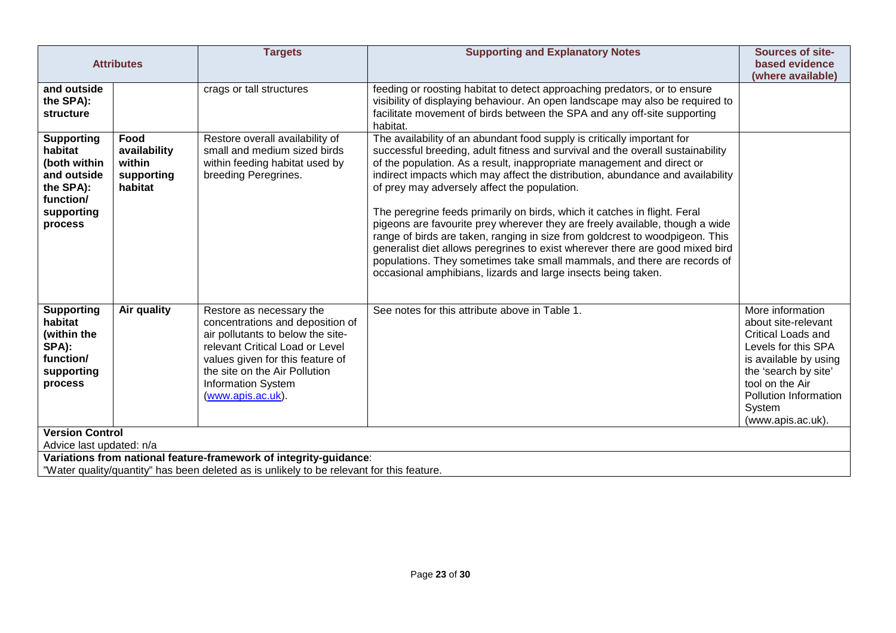| Attributes | | Targets | Supporting and Explanatory Notes | Sources of site-based evidence (where available) |
|---|---|---|---|---|
| **and outside the SPA): structure** | | crags or tall structures | feeding or roosting habitat to detect approaching predators, or to ensure visibility of displaying behaviour. An open landscape may also be required to facilitate movement of birds between the SPA and any off-site supporting habitat. | |
| **Supporting habitat (both within and outside the SPA): function/ supporting process** | **Food availability within supporting habitat** | Restore overall availability of small and medium sized birds within feeding habitat used by breeding Peregrines. | The availability of an abundant food supply is critically important for successful breeding, adult fitness and survival and the overall sustainability of the population. As a result, inappropriate management and direct or indirect impacts which may affect the distribution, abundance and availability of prey may adversely affect the population.<br><br>The peregrine feeds primarily on birds, which it catches in flight. Feral pigeons are favourite prey wherever they are freely available, though a wide range of birds are taken, ranging in size from goldcrest to woodpigeon. This generalist diet allows peregrines to exist wherever there are good mixed bird populations. They sometimes take small mammals, and there are records of occasional amphibians, lizards and large insects being taken. | |
| **Supporting habitat (within the SPA): function/ supporting process** | **Air quality** | Restore as necessary the concentrations and deposition of air pollutants to below the site-relevant Critical Load or Level values given for this feature of the site on the Air Pollution Information System (www.apis.ac.uk). | See notes for this attribute above in Table 1. | More information about site-relevant Critical Loads and Levels for this SPA is available by using the 'search by site' tool on the Air Pollution Information System (www.apis.ac.uk). |

**Version Control**
Advice last updated: n/a

**Variations from national feature-framework of integrity-guidance**:
"Water quality/quantity" has been deleted as is unlikely to be relevant for this feature.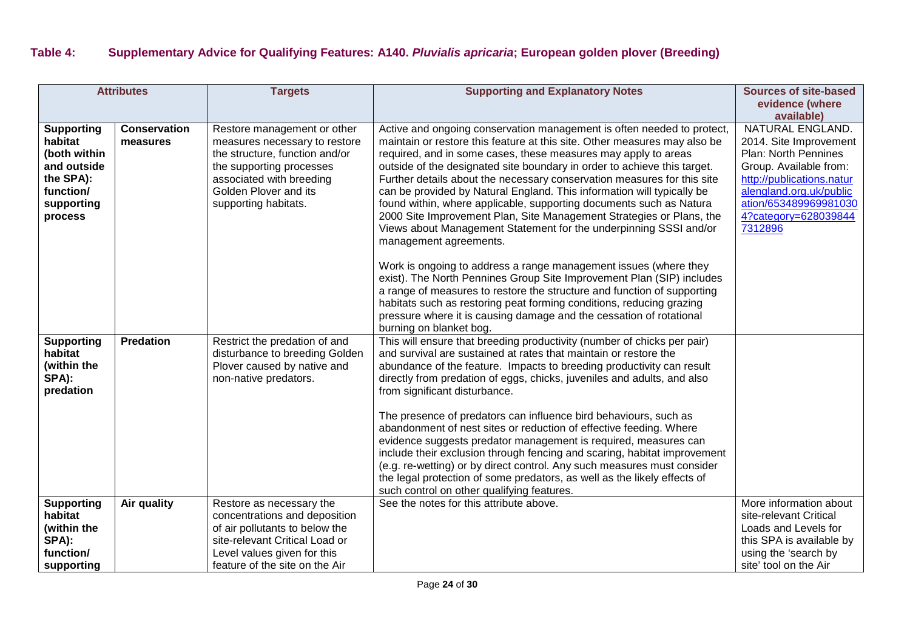### Table 4: Supplementary Advice for Qualifying Features: A140. *Pluvialis apricaria*; European golden plover (Breeding)

| Attributes | | Targets | Supporting and Explanatory Notes | Sources of site-based evidence (where available) |
|---|---|---|---|---|
| **Supporting habitat (both within and outside the SPA): function/ supporting process** | **Conservation measures** | Restore management or other measures necessary to restore the structure, function and/or the supporting processes associated with breeding Golden Plover and its supporting habitats. | Active and ongoing conservation management is often needed to protect, maintain or restore this feature at this site. Other measures may also be required, and in some cases, these measures may apply to areas outside of the designated site boundary in order to achieve this target. Further details about the necessary conservation measures for this site can be provided by Natural England. This information will typically be found within, where applicable, supporting documents such as Natura 2000 Site Improvement Plan, Site Management Strategies or Plans, the Views about Management Statement for the underpinning SSSI and/or management agreements.<br><br>Work is ongoing to address a range management issues (where they exist). The North Pennines Group Site Improvement Plan (SIP) includes a range of measures to restore the structure and function of supporting habitats such as restoring peat forming conditions, reducing grazing pressure where it is causing damage and the cessation of rotational burning on blanket bog. | NATURAL ENGLAND. 2014. Site Improvement Plan: North Pennines Group. Available from: http://publications.naturalengland.org.uk/publication/6534899699810304?category=6280398447312896 |
| **Supporting habitat (within the SPA): predation** | **Predation** | Restrict the predation of and disturbance to breeding Golden Plover caused by native and non-native predators. | This will ensure that breeding productivity (number of chicks per pair) and survival are sustained at rates that maintain or restore the abundance of the feature. Impacts to breeding productivity can result directly from predation of eggs, chicks, juveniles and adults, and also from significant disturbance.<br><br>The presence of predators can influence bird behaviours, such as abandonment of nest sites or reduction of effective feeding. Where evidence suggests predator management is required, measures can include their exclusion through fencing and scaring, habitat improvement (e.g. re-wetting) or by direct control. Any such measures must consider the legal protection of some predators, as well as the likely effects of such control on other qualifying features. | |
| **Supporting habitat (within the SPA): function/ supporting** | **Air quality** | Restore as necessary the concentrations and deposition of air pollutants to below the site-relevant Critical Load or Level values given for this feature of the site on the Air | See the notes for this attribute above. | More information about site-relevant Critical Loads and Levels for this SPA is available by using the 'search by site' tool on the Air |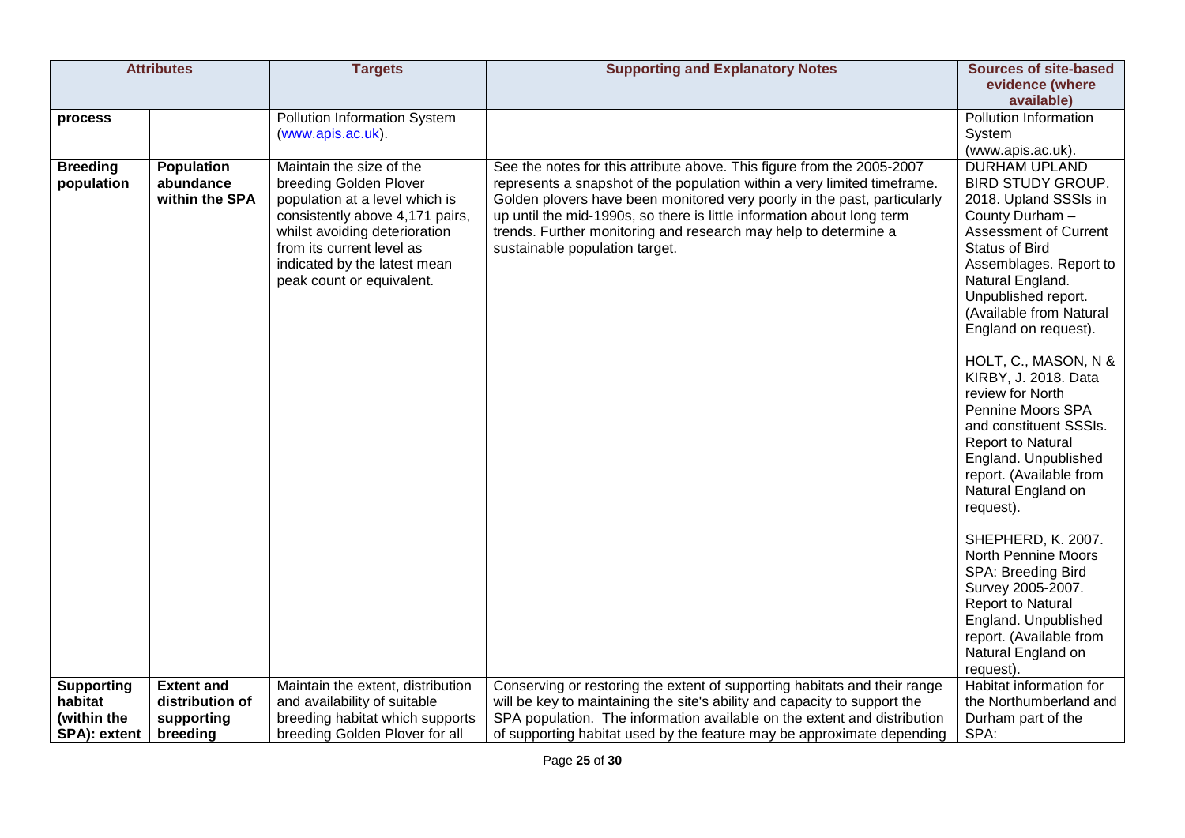| Attributes | | Targets | Supporting and Explanatory Notes | Sources of site-based evidence (where available) |
|---|---|---|---|---|
| **process** | | Pollution Information System (www.apis.ac.uk). | | Pollution Information System (www.apis.ac.uk). |
| **Breeding population** | **Population abundance within the SPA** | Maintain the size of the breeding Golden Plover population at a level which is consistently above 4,171 pairs, whilst avoiding deterioration from its current level as indicated by the latest mean peak count or equivalent. | See the notes for this attribute above. This figure from the 2005-2007 represents a snapshot of the population within a very limited timeframe. Golden plovers have been monitored very poorly in the past, particularly up until the mid-1990s, so there is little information about long term trends. Further monitoring and research may help to determine a sustainable population target. | DURHAM UPLAND BIRD STUDY GROUP. 2018. Upland SSSIs in County Durham – Assessment of Current Status of Bird Assemblages. Report to Natural England. Unpublished report. (Available from Natural England on request).<br><br>HOLT, C., MASON, N & KIRBY, J. 2018. Data review for North Pennine Moors SPA and constituent SSSIs. Report to Natural England. Unpublished report. (Available from Natural England on request).<br><br>SHEPHERD, K. 2007. North Pennine Moors SPA: Breeding Bird Survey 2005-2007. Report to Natural England. Unpublished report. (Available from Natural England on request). |
| **Supporting habitat (within the SPA): extent** | **Extent and distribution of supporting breeding** | Maintain the extent, distribution and availability of suitable breeding habitat which supports breeding Golden Plover for all | Conserving or restoring the extent of supporting habitats and their range will be key to maintaining the site's ability and capacity to support the SPA population. The information available on the extent and distribution of supporting habitat used by the feature may be approximate depending | Habitat information for the Northumberland and Durham part of the SPA: |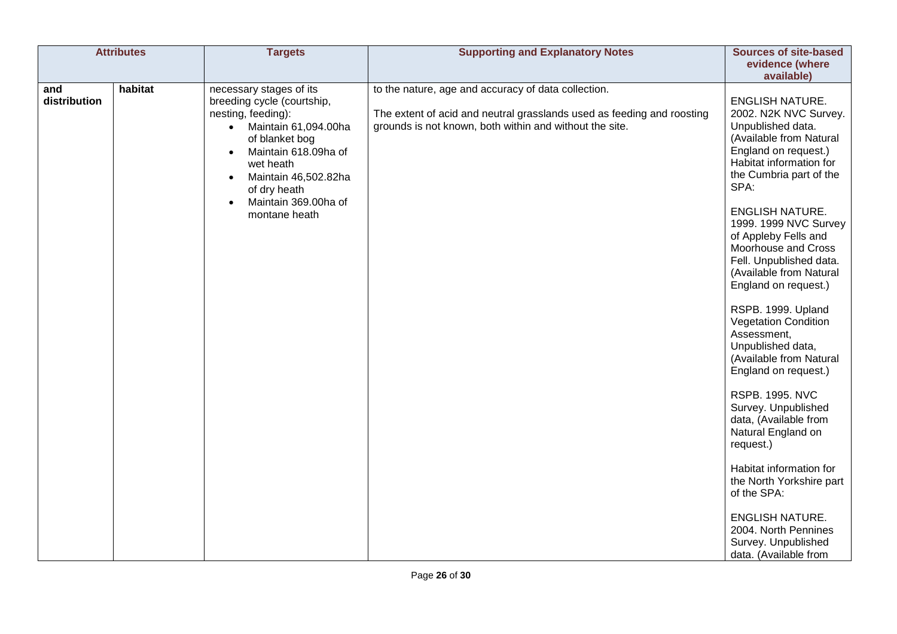| Attributes | | Targets | Supporting and Explanatory Notes | Sources of site-based evidence (where available) |
|---|---|---|---|---|
| and distribution | habitat | necessary stages of its breeding cycle (courtship, nesting, feeding):<br>• Maintain 61,094.00ha of blanket bog<br>• Maintain 618.09ha of wet heath<br>• Maintain 46,502.82ha of dry heath<br>• Maintain 369.00ha of montane heath | to the nature, age and accuracy of data collection.<br><br>The extent of acid and neutral grasslands used as feeding and roosting grounds is not known, both within and without the site. | ENGLISH NATURE. 2002. N2K NVC Survey. Unpublished data. (Available from Natural England on request.) Habitat information for the Cumbria part of the SPA:<br><br>ENGLISH NATURE. 1999. 1999 NVC Survey of Appleby Fells and Moorhouse and Cross Fell. Unpublished data. (Available from Natural England on request.)<br><br>RSPB. 1999. Upland Vegetation Condition Assessment, Unpublished data, (Available from Natural England on request.)<br><br>RSPB. 1995. NVC Survey. Unpublished data, (Available from Natural England on request.)<br><br>Habitat information for the North Yorkshire part of the SPA:<br><br>ENGLISH NATURE. 2004. North Pennines Survey. Unpublished data. (Available from |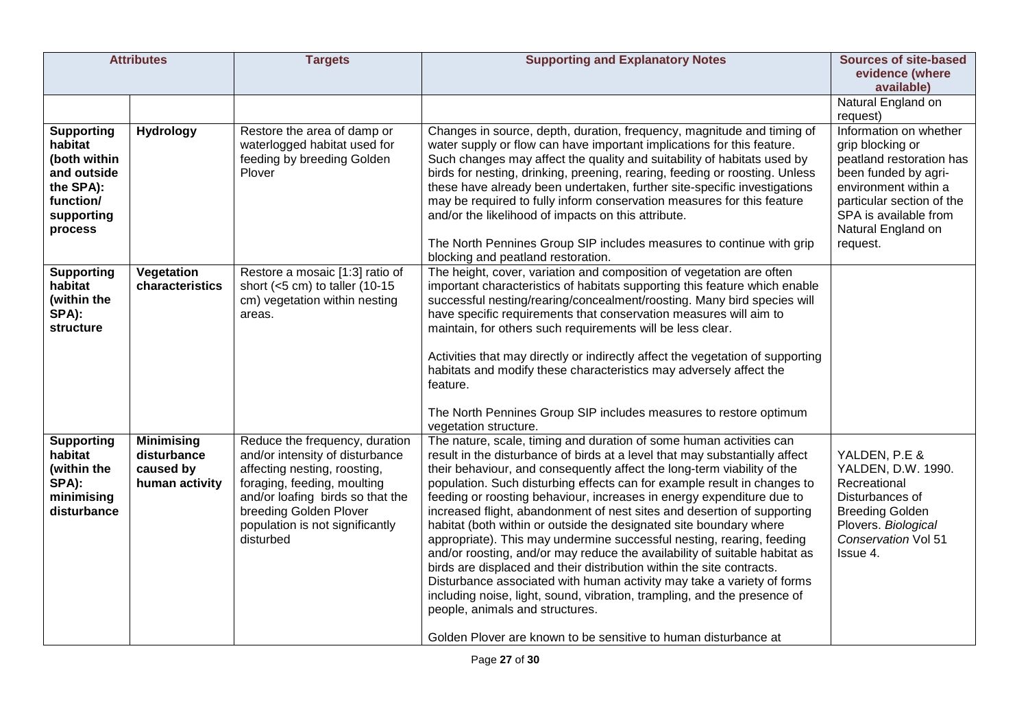| Attributes | | Targets | Supporting and Explanatory Notes | Sources of site-based evidence (where available) |
|---|---|---|---|---|
| | | | | Natural England on request) |
| **Supporting habitat (both within and outside the SPA): function/ supporting process** | **Hydrology** | Restore the area of damp or waterlogged habitat used for feeding by breeding Golden Plover | Changes in source, depth, duration, frequency, magnitude and timing of water supply or flow can have important implications for this feature. Such changes may affect the quality and suitability of habitats used by birds for nesting, drinking, preening, rearing, feeding or roosting. Unless these have already been undertaken, further site-specific investigations may be required to fully inform conservation measures for this feature and/or the likelihood of impacts on this attribute.<br><br>The North Pennines Group SIP includes measures to continue with grip blocking and peatland restoration. | Information on whether grip blocking or peatland restoration has been funded by agri-environment within a particular section of the SPA is available from Natural England on request. |
| **Supporting habitat (within the SPA): structure** | **Vegetation characteristics** | Restore a mosaic [1:3] ratio of short (<5 cm) to taller (10-15 cm) vegetation within nesting areas. | The height, cover, variation and composition of vegetation are often important characteristics of habitats supporting this feature which enable successful nesting/rearing/concealment/roosting. Many bird species will have specific requirements that conservation measures will aim to maintain, for others such requirements will be less clear.<br><br>Activities that may directly or indirectly affect the vegetation of supporting habitats and modify these characteristics may adversely affect the feature.<br><br>The North Pennines Group SIP includes measures to restore optimum vegetation structure. | |
| **Supporting habitat (within the SPA): minimising disturbance** | **Minimising disturbance caused by human activity** | Reduce the frequency, duration and/or intensity of disturbance affecting nesting, roosting, foraging, feeding, moulting and/or loafing birds so that the breeding Golden Plover population is not significantly disturbed | The nature, scale, timing and duration of some human activities can result in the disturbance of birds at a level that may substantially affect their behaviour, and consequently affect the long-term viability of the population. Such disturbing effects can for example result in changes to feeding or roosting behaviour, increases in energy expenditure due to increased flight, abandonment of nest sites and desertion of supporting habitat (both within or outside the designated site boundary where appropriate). This may undermine successful nesting, rearing, feeding and/or roosting, and/or may reduce the availability of suitable habitat as birds are displaced and their distribution within the site contracts. Disturbance associated with human activity may take a variety of forms including noise, light, sound, vibration, trampling, and the presence of people, animals and structures.<br><br>Golden Plover are known to be sensitive to human disturbance at | YALDEN, P.E & YALDEN, D.W. 1990. Recreational Disturbances of Breeding Golden Plovers. *Biological Conservation* Vol 51 Issue 4. |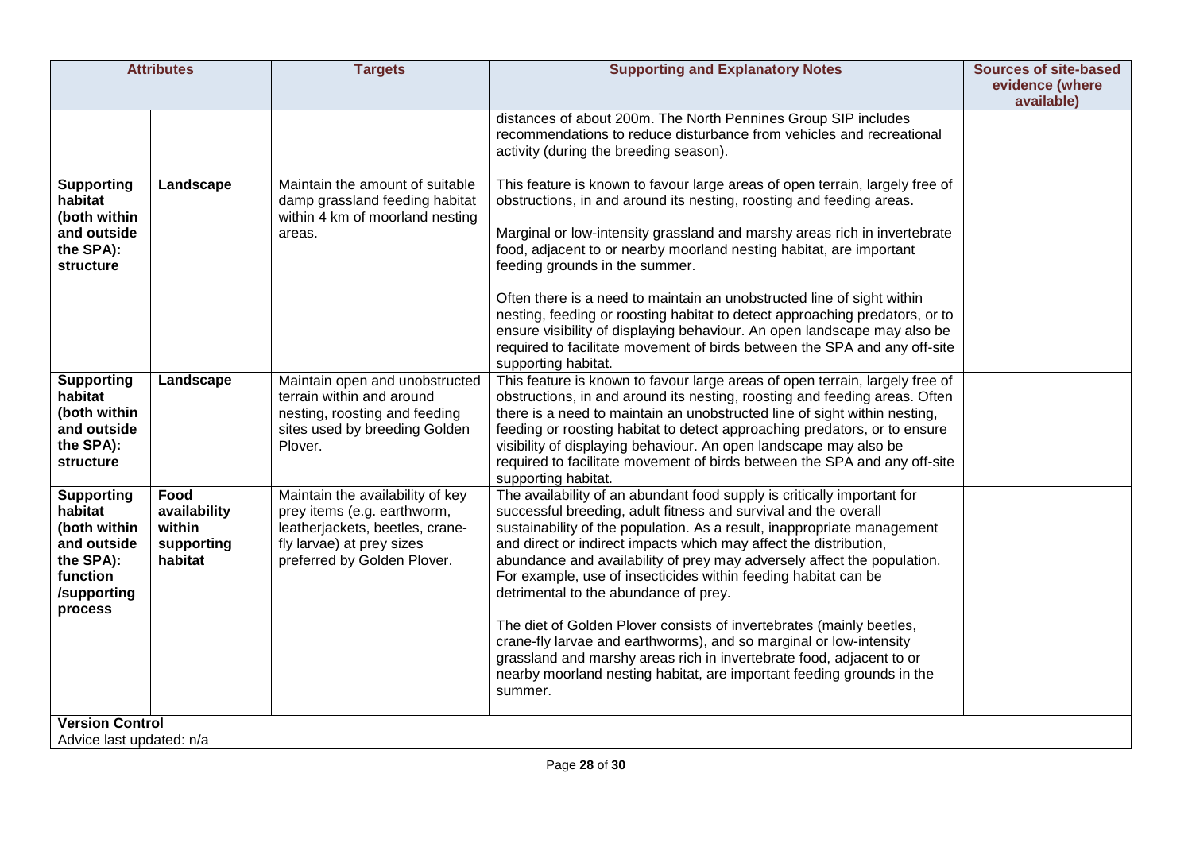| Attributes | | Targets | Supporting and Explanatory Notes | Sources of site-based evidence (where available) |
|---|---|---|---|---|
| | | | distances of about 200m. The North Pennines Group SIP includes recommendations to reduce disturbance from vehicles and recreational activity (during the breeding season). | |
| **Supporting habitat (both within and outside the SPA): structure** | **Landscape** | Maintain the amount of suitable damp grassland feeding habitat within 4 km of moorland nesting areas. | This feature is known to favour large areas of open terrain, largely free of obstructions, in and around its nesting, roosting and feeding areas.<br><br>Marginal or low-intensity grassland and marshy areas rich in invertebrate food, adjacent to or nearby moorland nesting habitat, are important feeding grounds in the summer.<br><br>Often there is a need to maintain an unobstructed line of sight within nesting, feeding or roosting habitat to detect approaching predators, or to ensure visibility of displaying behaviour. An open landscape may also be required to facilitate movement of birds between the SPA and any off-site supporting habitat. | |
| **Supporting habitat (both within and outside the SPA): structure** | **Landscape** | Maintain open and unobstructed terrain within and around nesting, roosting and feeding sites used by breeding Golden Plover. | This feature is known to favour large areas of open terrain, largely free of obstructions, in and around its nesting, roosting and feeding areas. Often there is a need to maintain an unobstructed line of sight within nesting, feeding or roosting habitat to detect approaching predators, or to ensure visibility of displaying behaviour. An open landscape may also be required to facilitate movement of birds between the SPA and any off-site supporting habitat. | |
| **Supporting habitat (both within and outside the SPA): function /supporting process** | **Food availability within supporting habitat** | Maintain the availability of key prey items (e.g. earthworm, leatherjackets, beetles, crane-fly larvae) at prey sizes preferred by Golden Plover. | The availability of an abundant food supply is critically important for successful breeding, adult fitness and survival and the overall sustainability of the population. As a result, inappropriate management and direct or indirect impacts which may affect the distribution, abundance and availability of prey may adversely affect the population. For example, use of insecticides within feeding habitat can be detrimental to the abundance of prey.<br><br>The diet of Golden Plover consists of invertebrates (mainly beetles, crane-fly larvae and earthworms), and so marginal or low-intensity grassland and marshy areas rich in invertebrate food, adjacent to or nearby moorland nesting habitat, are important feeding grounds in the summer. | |

**Version Control**

Advice last updated: n/a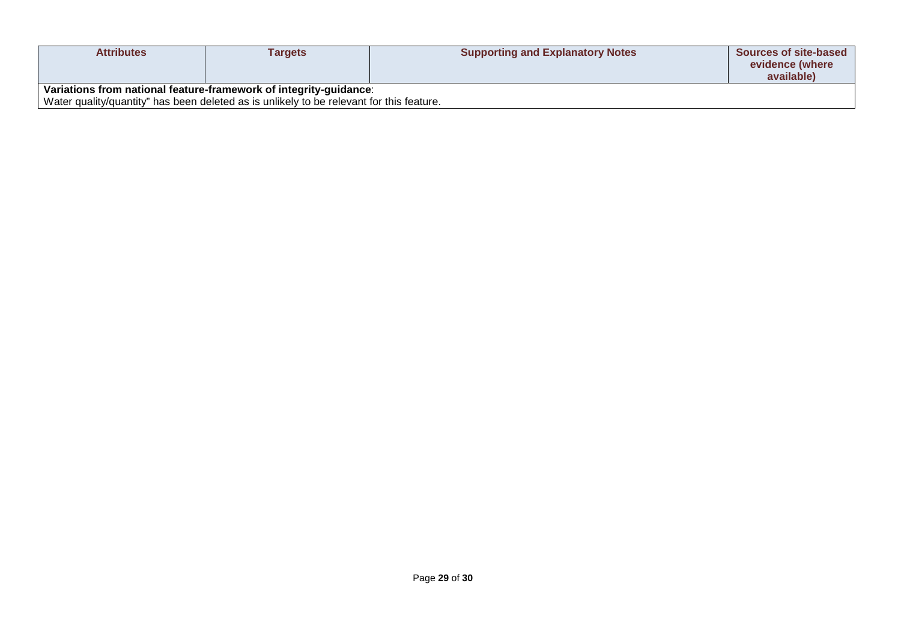| Attributes | Targets | Supporting and Explanatory Notes | Sources of site-based evidence (where available) |
|---|---|---|---|
| **Variations from national feature-framework of integrity-guidance**: Water quality/quantity" has been deleted as is unlikely to be relevant for this feature. | | | |